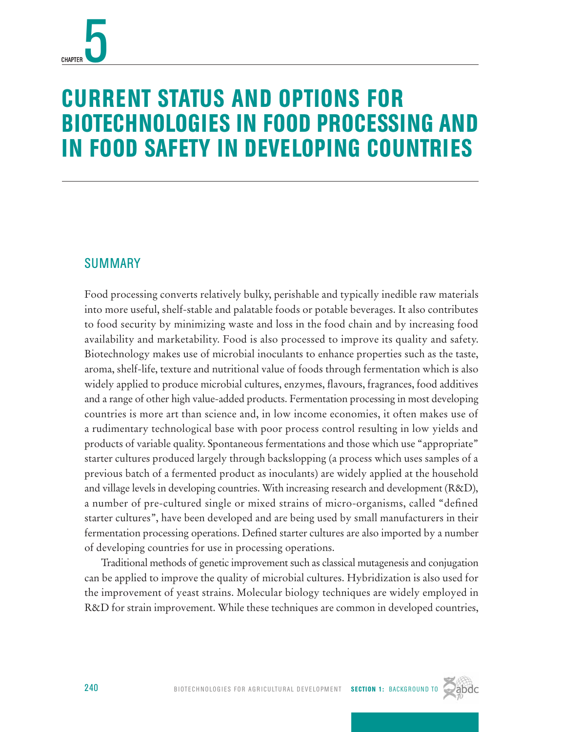CHAPTER 5

# CURRENT STATUS AND OPTIONS FOR BIOTECHNOLOGIES IN FOOD PROCESSING AND IN FOOD SAFETY IN DEVELOPING COUNTRIES

## SUMMARY

Food processing converts relatively bulky, perishable and typically inedible raw materials into more useful, shelf-stable and palatable foods or potable beverages. It also contributes to food security by minimizing waste and loss in the food chain and by increasing food availability and marketability. Food is also processed to improve its quality and safety. Biotechnology makes use of microbial inoculants to enhance properties such as the taste, aroma, shelf-life, texture and nutritional value of foods through fermentation which is also widely applied to produce microbial cultures, enzymes, flavours, fragrances, food additives and a range of other high value-added products. Fermentation processing in most developing countries is more art than science and, in low income economies, it often makes use of a rudimentary technological base with poor process control resulting in low yields and products of variable quality. Spontaneous fermentations and those which use "appropriate" starter cultures produced largely through backslopping (a process which uses samples of a previous batch of a fermented product as inoculants) are widely applied at the household and village levels in developing countries. With increasing research and development (R&D), a number of pre-cultured single or mixed strains of micro-organisms, called "defined starter cultures", have been developed and are being used by small manufacturers in their fermentation processing operations. Defined starter cultures are also imported by a number of developing countries for use in processing operations.

Traditional methods of genetic improvement such as classical mutagenesis and conjugation can be applied to improve the quality of microbial cultures. Hybridization is also used for the improvement of yeast strains. Molecular biology techniques are widely employed in R&D for strain improvement. While these techniques are common in developed countries,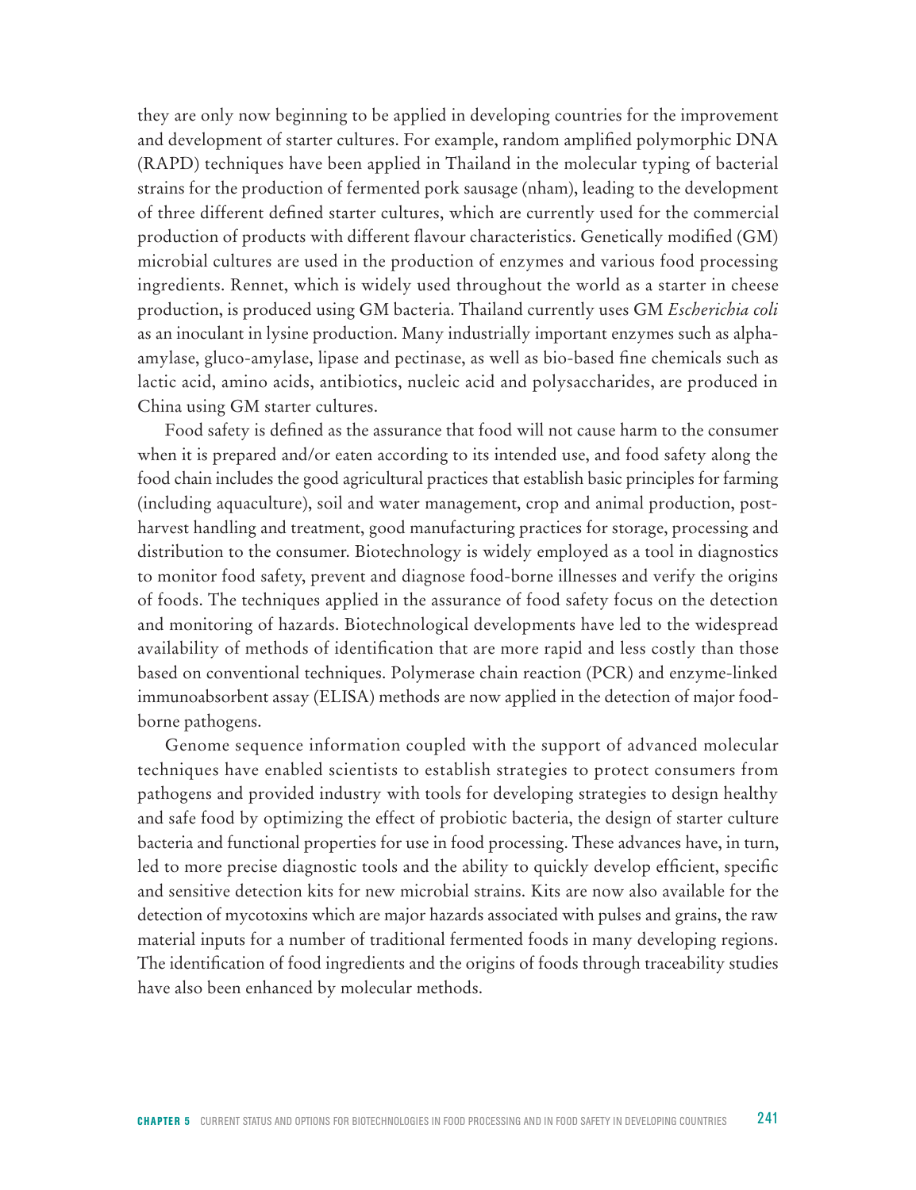they are only now beginning to be applied in developing countries for the improvement and development of starter cultures. For example, random amplified polymorphic DNA (RAPD) techniques have been applied in Thailand in the molecular typing of bacterial strains for the production of fermented pork sausage (nham), leading to the development of three different defined starter cultures, which are currently used for the commercial production of products with different flavour characteristics. Genetically modified (GM) microbial cultures are used in the production of enzymes and various food processing ingredients. Rennet, which is widely used throughout the world as a starter in cheese production, is produced using GM bacteria. Thailand currently uses GM *Escherichia coli* as an inoculant in lysine production. Many industrially important enzymes such as alpha-amylase, gluco-amylase, lipase and pectinase, as well as bio-based fine chemicals such as lactic acid, amino acids, antibiotics, nucleic acid and polysaccharides, are produced in China using GM starter cultures.

Food safety is defined as the assurance that food will not cause harm to the consumer when it is prepared and/or eaten according to its intended use, and food safety along the food chain includes the good agricultural practices that establish basic principles for farming (including aquaculture), soil and water management, crop and animal production, post-harvest handling and treatment, good manufacturing practices for storage, processing and distribution to the consumer. Biotechnology is widely employed as a tool in diagnostics to monitor food safety, prevent and diagnose food-borne illnesses and verify the origins of foods. The techniques applied in the assurance of food safety focus on the detection and monitoring of hazards. Biotechnological developments have led to the widespread availability of methods of identification that are more rapid and less costly than those based on conventional techniques. Polymerase chain reaction (PCR) and enzyme-linked immunoabsorbent assay (ELISA) methods are now applied in the detection of major food-borne pathogens.

Genome sequence information coupled with the support of advanced molecular techniques have enabled scientists to establish strategies to protect consumers from pathogens and provided industry with tools for developing strategies to design healthy and safe food by optimizing the effect of probiotic bacteria, the design of starter culture bacteria and functional properties for use in food processing. These advances have, in turn, led to more precise diagnostic tools and the ability to quickly develop efficient, specific and sensitive detection kits for new microbial strains. Kits are now also available for the detection of mycotoxins which are major hazards associated with pulses and grains, the raw material inputs for a number of traditional fermented foods in many developing regions. The identification of food ingredients and the origins of foods through traceability studies have also been enhanced by molecular methods.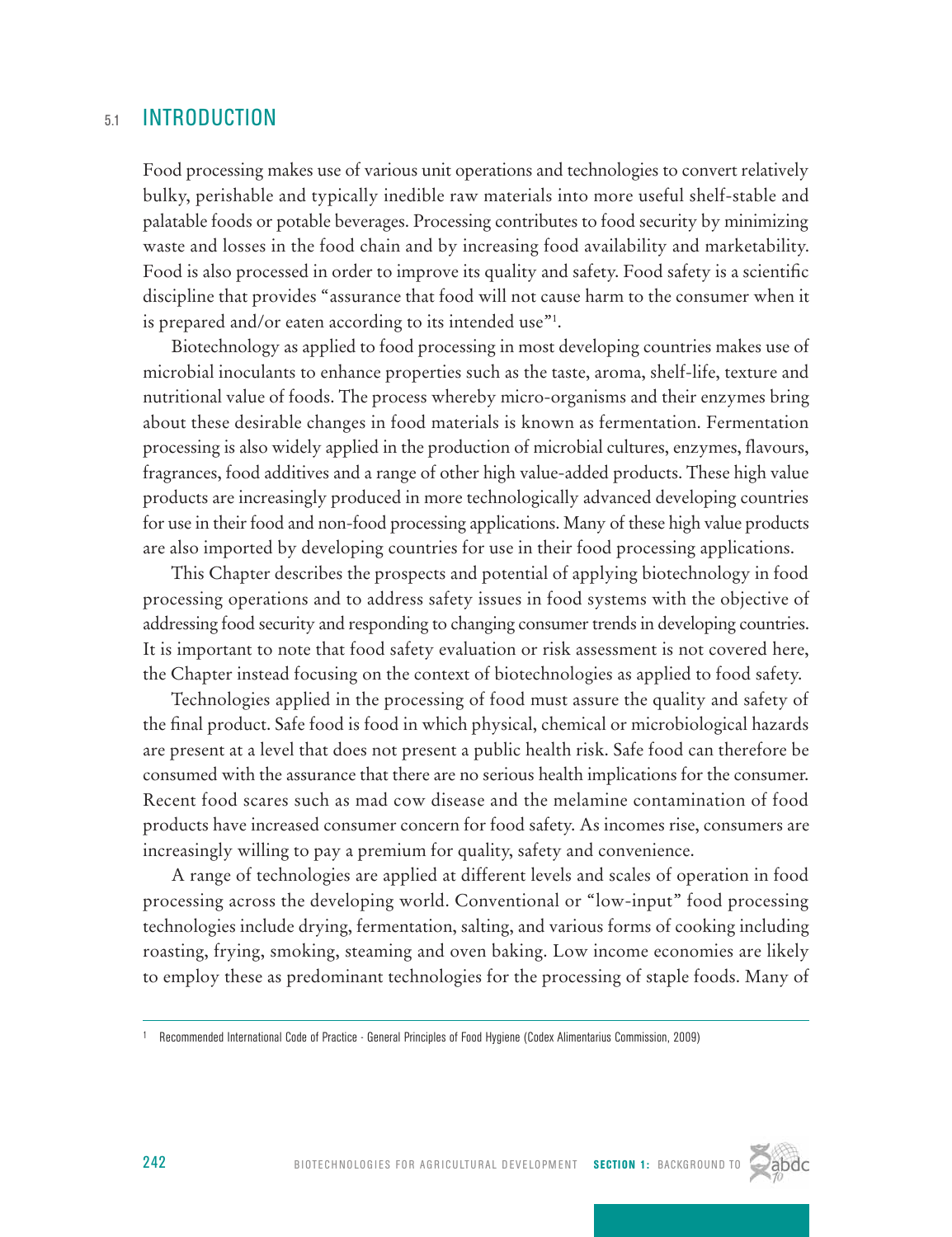## 5.1 INTRODUCTION

Food processing makes use of various unit operations and technologies to convert relatively bulky, perishable and typically inedible raw materials into more useful shelf-stable and palatable foods or potable beverages. Processing contributes to food security by minimizing waste and losses in the food chain and by increasing food availability and marketability. Food is also processed in order to improve its quality and safety. Food safety is a scientific discipline that provides "assurance that food will not cause harm to the consumer when it is prepared and/or eaten according to its intended use"[1].

Biotechnology as applied to food processing in most developing countries makes use of microbial inoculants to enhance properties such as the taste, aroma, shelf-life, texture and nutritional value of foods. The process whereby micro-organisms and their enzymes bring about these desirable changes in food materials is known as fermentation. Fermentation processing is also widely applied in the production of microbial cultures, enzymes, flavours, fragrances, food additives and a range of other high value-added products. These high value products are increasingly produced in more technologically advanced developing countries for use in their food and non-food processing applications. Many of these high value products are also imported by developing countries for use in their food processing applications.

This Chapter describes the prospects and potential of applying biotechnology in food processing operations and to address safety issues in food systems with the objective of addressing food security and responding to changing consumer trends in developing countries. It is important to note that food safety evaluation or risk assessment is not covered here, the Chapter instead focusing on the context of biotechnologies as applied to food safety.

Technologies applied in the processing of food must assure the quality and safety of the final product. Safe food is food in which physical, chemical or microbiological hazards are present at a level that does not present a public health risk. Safe food can therefore be consumed with the assurance that there are no serious health implications for the consumer. Recent food scares such as mad cow disease and the melamine contamination of food products have increased consumer concern for food safety. As incomes rise, consumers are increasingly willing to pay a premium for quality, safety and convenience.

A range of technologies are applied at different levels and scales of operation in food processing across the developing world. Conventional or "low-input" food processing technologies include drying, fermentation, salting, and various forms of cooking including roasting, frying, smoking, steaming and oven baking. Low income economies are likely to employ these as predominant technologies for the processing of staple foods. Many of

---

[1] Recommended International Code of Practice - General Principles of Food Hygiene (Codex Alimentarius Commission, 2009)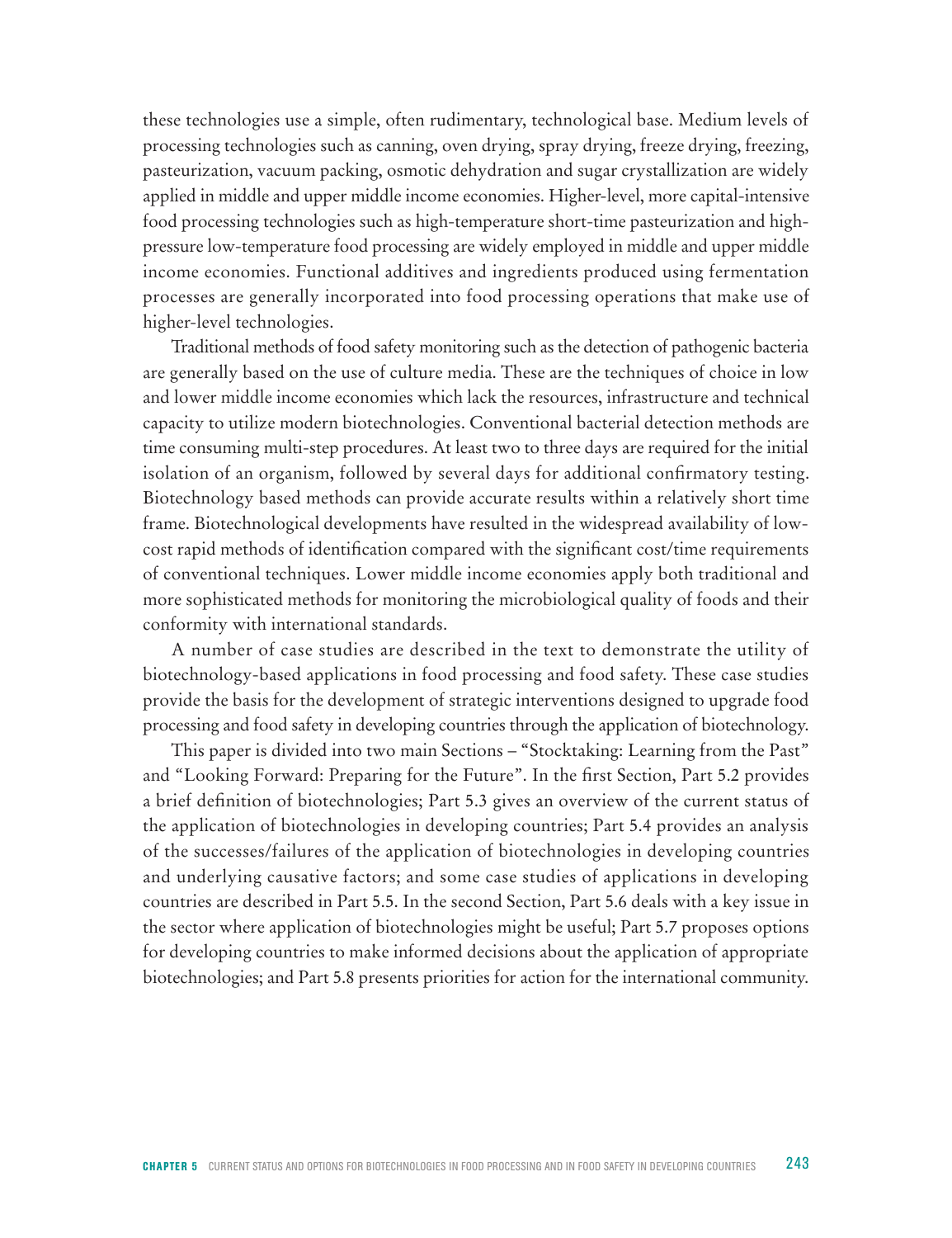these technologies use a simple, often rudimentary, technological base. Medium levels of processing technologies such as canning, oven drying, spray drying, freeze drying, freezing, pasteurization, vacuum packing, osmotic dehydration and sugar crystallization are widely applied in middle and upper middle income economies. Higher-level, more capital-intensive food processing technologies such as high-temperature short-time pasteurization and high-pressure low-temperature food processing are widely employed in middle and upper middle income economies. Functional additives and ingredients produced using fermentation processes are generally incorporated into food processing operations that make use of higher-level technologies.

Traditional methods of food safety monitoring such as the detection of pathogenic bacteria are generally based on the use of culture media. These are the techniques of choice in low and lower middle income economies which lack the resources, infrastructure and technical capacity to utilize modern biotechnologies. Conventional bacterial detection methods are time consuming multi-step procedures. At least two to three days are required for the initial isolation of an organism, followed by several days for additional confirmatory testing. Biotechnology based methods can provide accurate results within a relatively short time frame. Biotechnological developments have resulted in the widespread availability of low-cost rapid methods of identification compared with the significant cost/time requirements of conventional techniques. Lower middle income economies apply both traditional and more sophisticated methods for monitoring the microbiological quality of foods and their conformity with international standards.

A number of case studies are described in the text to demonstrate the utility of biotechnology-based applications in food processing and food safety. These case studies provide the basis for the development of strategic interventions designed to upgrade food processing and food safety in developing countries through the application of biotechnology.

This paper is divided into two main Sections – "Stocktaking: Learning from the Past" and "Looking Forward: Preparing for the Future". In the first Section, Part 5.2 provides a brief definition of biotechnologies; Part 5.3 gives an overview of the current status of the application of biotechnologies in developing countries; Part 5.4 provides an analysis of the successes/failures of the application of biotechnologies in developing countries and underlying causative factors; and some case studies of applications in developing countries are described in Part 5.5. In the second Section, Part 5.6 deals with a key issue in the sector where application of biotechnologies might be useful; Part 5.7 proposes options for developing countries to make informed decisions about the application of appropriate biotechnologies; and Part 5.8 presents priorities for action for the international community.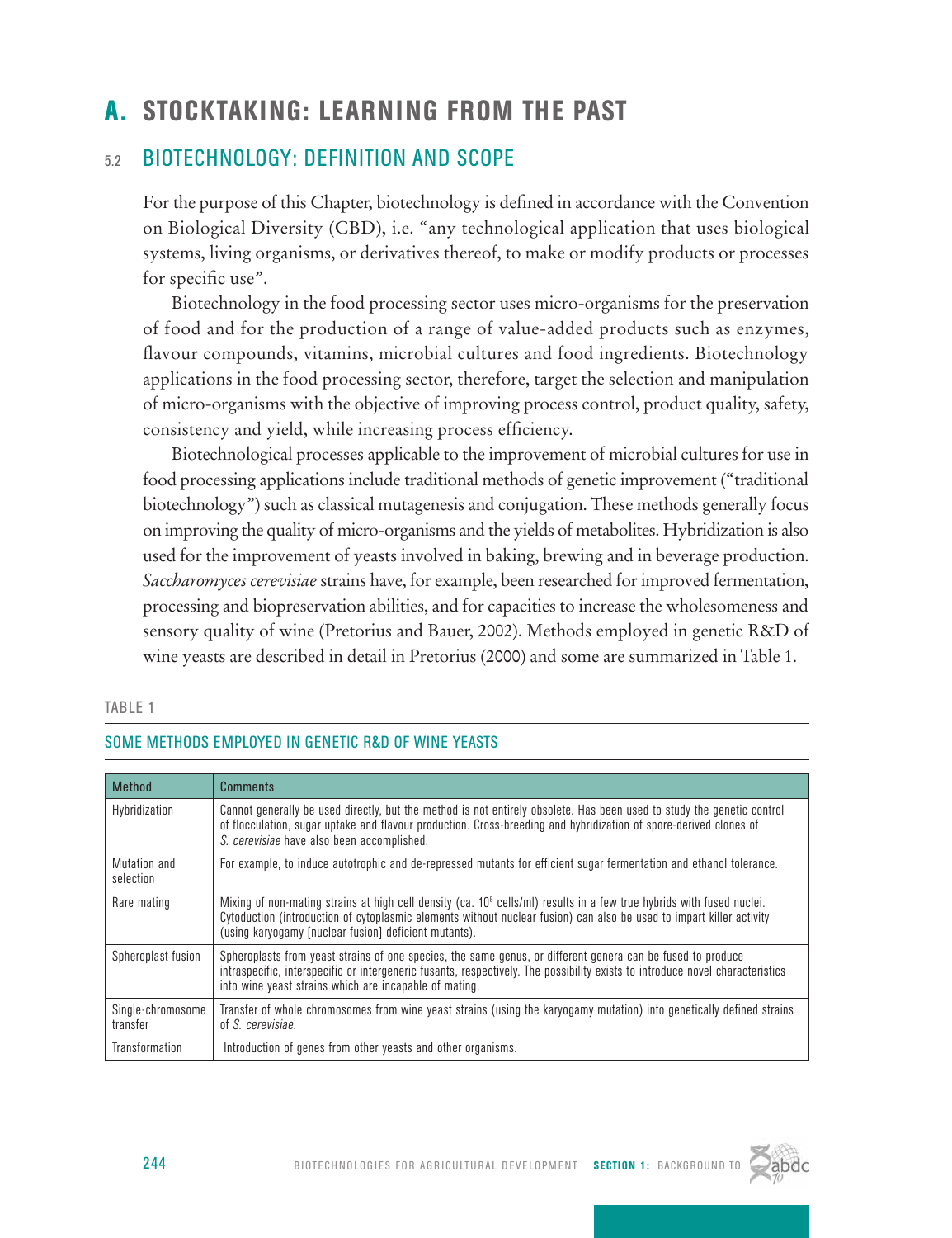# A. STOCKTAKING: LEARNING FROM THE PAST

## 5.2 BIOTECHNOLOGY: DEFINITION AND SCOPE

For the purpose of this Chapter, biotechnology is defined in accordance with the Convention on Biological Diversity (CBD), i.e. "any technological application that uses biological systems, living organisms, or derivatives thereof, to make or modify products or processes for specific use".

Biotechnology in the food processing sector uses micro-organisms for the preservation of food and for the production of a range of value-added products such as enzymes, flavour compounds, vitamins, microbial cultures and food ingredients. Biotechnology applications in the food processing sector, therefore, target the selection and manipulation of micro-organisms with the objective of improving process control, product quality, safety, consistency and yield, while increasing process efficiency.

Biotechnological processes applicable to the improvement of microbial cultures for use in food processing applications include traditional methods of genetic improvement ("traditional biotechnology") such as classical mutagenesis and conjugation. These methods generally focus on improving the quality of micro-organisms and the yields of metabolites. Hybridization is also used for the improvement of yeasts involved in baking, brewing and in beverage production. *Saccharomyces cerevisiae* strains have, for example, been researched for improved fermentation, processing and biopreservation abilities, and for capacities to increase the wholesomeness and sensory quality of wine (Pretorius and Bauer, 2002). Methods employed in genetic R&D of wine yeasts are described in detail in Pretorius (2000) and some are summarized in Table 1.

TABLE 1

SOME METHODS EMPLOYED IN GENETIC R&D OF WINE YEASTS

| Method | Comments |
|---|---|
| Hybridization | Cannot generally be used directly, but the method is not entirely obsolete. Has been used to study the genetic control of flocculation, sugar uptake and flavour production. Cross-breeding and hybridization of spore-derived clones of *S. cerevisiae* have also been accomplished. |
| Mutation and selection | For example, to induce autotrophic and de-repressed mutants for efficient sugar fermentation and ethanol tolerance. |
| Rare mating | Mixing of non-mating strains at high cell density (ca. $10^8$ cells/ml) results in a few true hybrids with fused nuclei. Cytoduction (introduction of cytoplasmic elements without nuclear fusion) can also be used to impart killer activity (using karyogamy [nuclear fusion] deficient mutants). |
| Spheroplast fusion | Spheroplasts from yeast strains of one species, the same genus, or different genera can be fused to produce intraspecific, interspecific or intergeneric fusants, respectively. The possibility exists to introduce novel characteristics into wine yeast strains which are incapable of mating. |
| Single-chromosome transfer | Transfer of whole chromosomes from wine yeast strains (using the karyogamy mutation) into genetically defined strains of *S. cerevisiae*. |
| Transformation | Introduction of genes from other yeasts and other organisms. |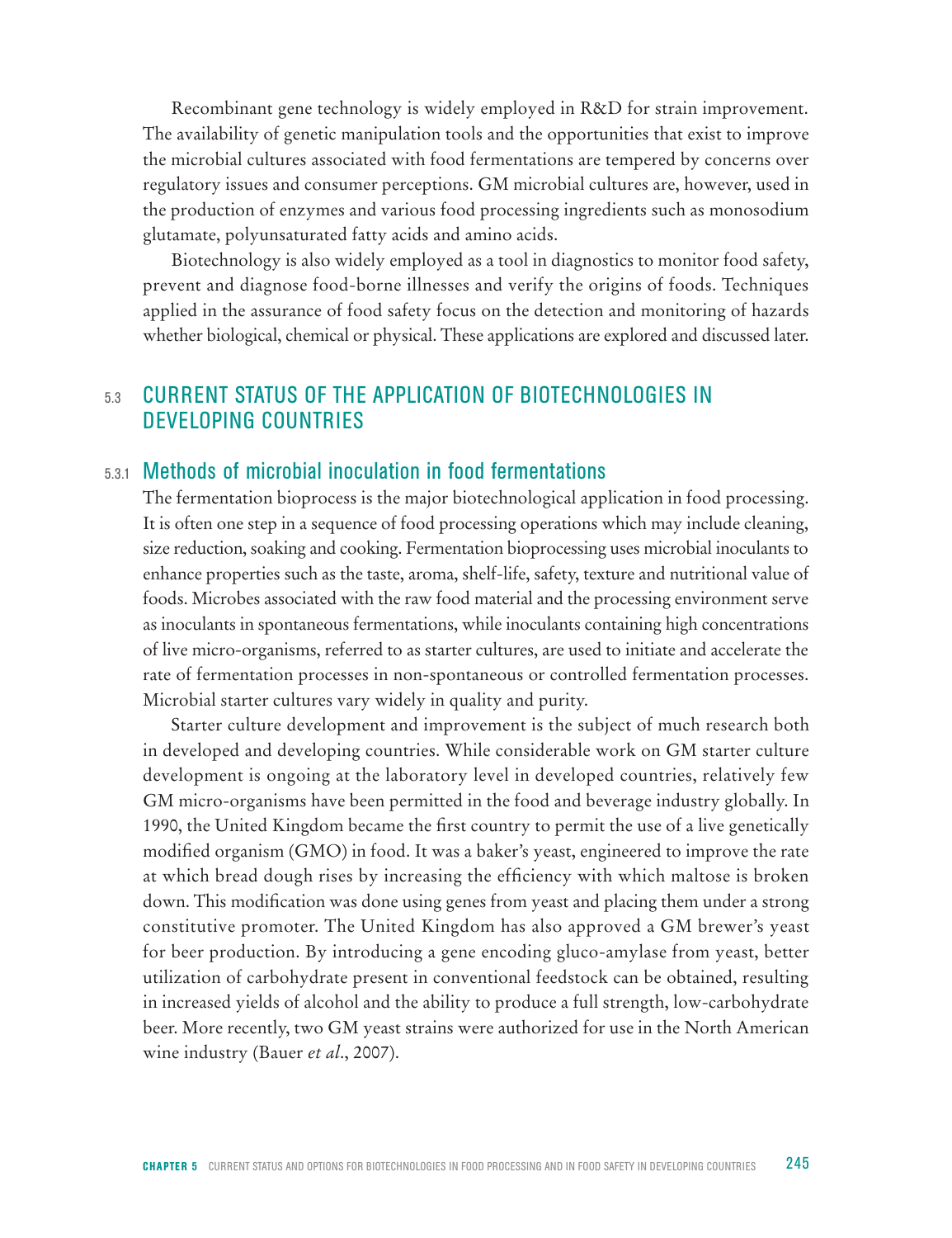Recombinant gene technology is widely employed in R&D for strain improvement. The availability of genetic manipulation tools and the opportunities that exist to improve the microbial cultures associated with food fermentations are tempered by concerns over regulatory issues and consumer perceptions. GM microbial cultures are, however, used in the production of enzymes and various food processing ingredients such as monosodium glutamate, polyunsaturated fatty acids and amino acids.

Biotechnology is also widely employed as a tool in diagnostics to monitor food safety, prevent and diagnose food-borne illnesses and verify the origins of foods. Techniques applied in the assurance of food safety focus on the detection and monitoring of hazards whether biological, chemical or physical. These applications are explored and discussed later.

## 5.3 CURRENT STATUS OF THE APPLICATION OF BIOTECHNOLOGIES IN DEVELOPING COUNTRIES

### 5.3.1 Methods of microbial inoculation in food fermentations

The fermentation bioprocess is the major biotechnological application in food processing. It is often one step in a sequence of food processing operations which may include cleaning, size reduction, soaking and cooking. Fermentation bioprocessing uses microbial inoculants to enhance properties such as the taste, aroma, shelf-life, safety, texture and nutritional value of foods. Microbes associated with the raw food material and the processing environment serve as inoculants in spontaneous fermentations, while inoculants containing high concentrations of live micro-organisms, referred to as starter cultures, are used to initiate and accelerate the rate of fermentation processes in non-spontaneous or controlled fermentation processes. Microbial starter cultures vary widely in quality and purity.

Starter culture development and improvement is the subject of much research both in developed and developing countries. While considerable work on GM starter culture development is ongoing at the laboratory level in developed countries, relatively few GM micro-organisms have been permitted in the food and beverage industry globally. In 1990, the United Kingdom became the first country to permit the use of a live genetically modified organism (GMO) in food. It was a baker's yeast, engineered to improve the rate at which bread dough rises by increasing the efficiency with which maltose is broken down. This modification was done using genes from yeast and placing them under a strong constitutive promoter. The United Kingdom has also approved a GM brewer's yeast for beer production. By introducing a gene encoding gluco-amylase from yeast, better utilization of carbohydrate present in conventional feedstock can be obtained, resulting in increased yields of alcohol and the ability to produce a full strength, low-carbohydrate beer. More recently, two GM yeast strains were authorized for use in the North American wine industry (Bauer *et al*., 2007).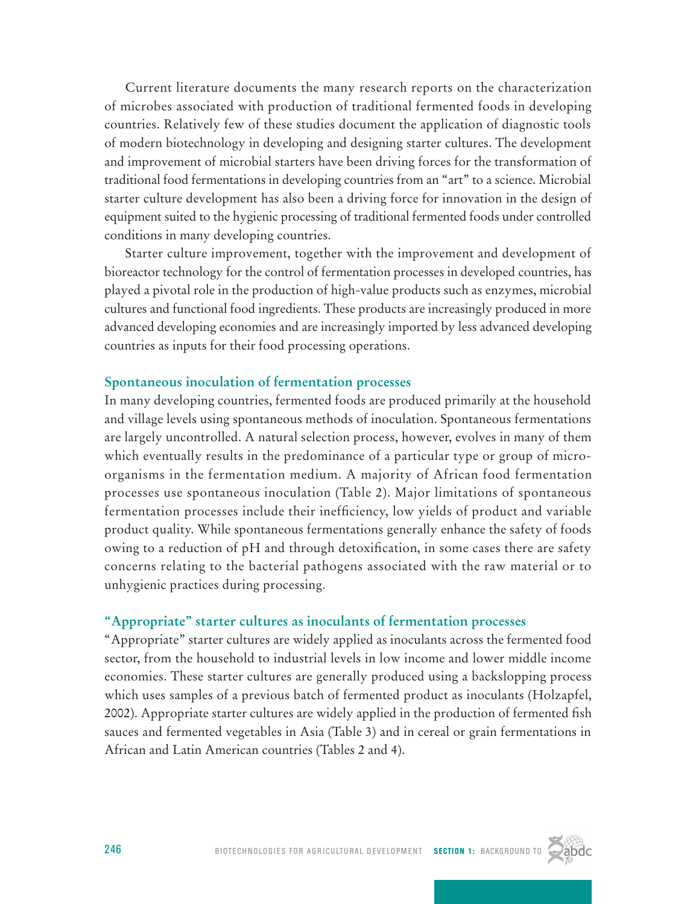Current literature documents the many research reports on the characterization of microbes associated with production of traditional fermented foods in developing countries. Relatively few of these studies document the application of diagnostic tools of modern biotechnology in developing and designing starter cultures. The development and improvement of microbial starters have been driving forces for the transformation of traditional food fermentations in developing countries from an "art" to a science. Microbial starter culture development has also been a driving force for innovation in the design of equipment suited to the hygienic processing of traditional fermented foods under controlled conditions in many developing countries.

Starter culture improvement, together with the improvement and development of bioreactor technology for the control of fermentation processes in developed countries, has played a pivotal role in the production of high-value products such as enzymes, microbial cultures and functional food ingredients. These products are increasingly produced in more advanced developing economies and are increasingly imported by less advanced developing countries as inputs for their food processing operations.

### Spontaneous inoculation of fermentation processes

In many developing countries, fermented foods are produced primarily at the household and village levels using spontaneous methods of inoculation. Spontaneous fermentations are largely uncontrolled. A natural selection process, however, evolves in many of them which eventually results in the predominance of a particular type or group of micro-organisms in the fermentation medium. A majority of African food fermentation processes use spontaneous inoculation (Table 2). Major limitations of spontaneous fermentation processes include their inefficiency, low yields of product and variable product quality. While spontaneous fermentations generally enhance the safety of foods owing to a reduction of pH and through detoxification, in some cases there are safety concerns relating to the bacterial pathogens associated with the raw material or to unhygienic practices during processing.

### "Appropriate" starter cultures as inoculants of fermentation processes

"Appropriate" starter cultures are widely applied as inoculants across the fermented food sector, from the household to industrial levels in low income and lower middle income economies. These starter cultures are generally produced using a backslopping process which uses samples of a previous batch of fermented product as inoculants (Holzapfel, 2002). Appropriate starter cultures are widely applied in the production of fermented fish sauces and fermented vegetables in Asia (Table 3) and in cereal or grain fermentations in African and Latin American countries (Tables 2 and 4).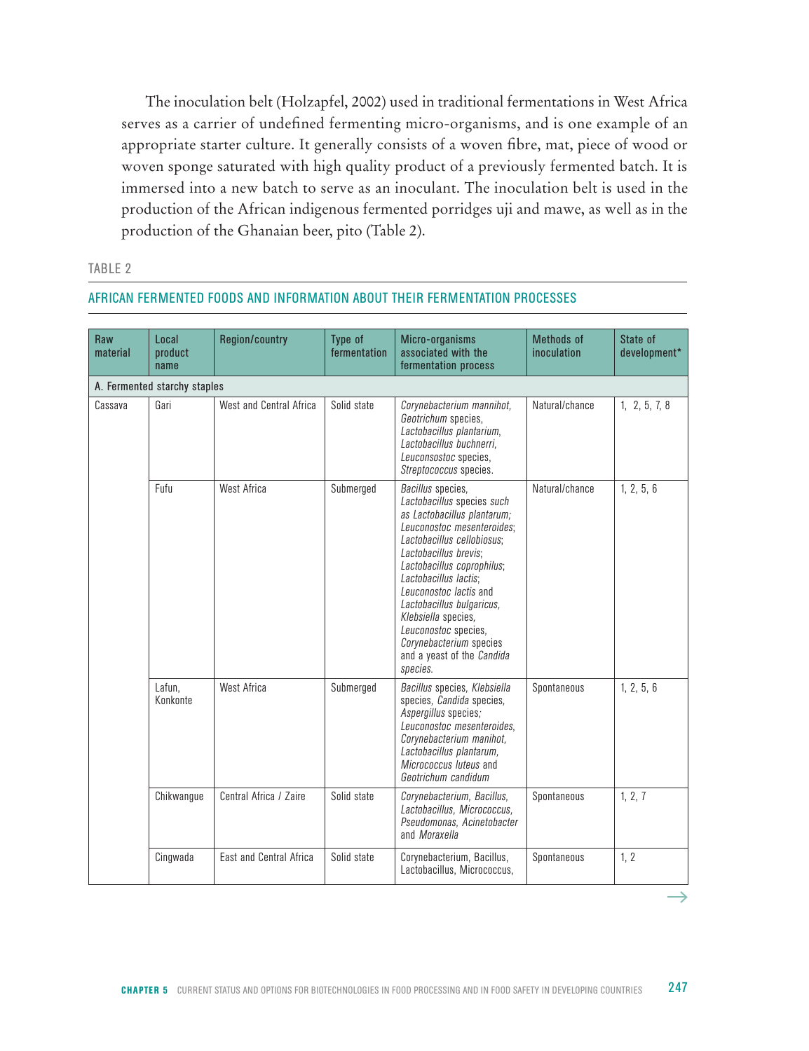The inoculation belt (Holzapfel, 2002) used in traditional fermentations in West Africa serves as a carrier of undefined fermenting micro-organisms, and is one example of an appropriate starter culture. It generally consists of a woven fibre, mat, piece of wood or woven sponge saturated with high quality product of a previously fermented batch. It is immersed into a new batch to serve as an inoculant. The inoculation belt is used in the production of the African indigenous fermented porridges uji and mawe, as well as in the production of the Ghanaian beer, pito (Table 2).

TABLE 2

AFRICAN FERMENTED FOODS AND INFORMATION ABOUT THEIR FERMENTATION PROCESSES

| Raw material | Local product name | Region/country | Type of fermentation | Micro-organisms associated with the fermentation process | Methods of inoculation | State of development* |
|---|---|---|---|---|---|---|
| A. Fermented starchy staples | | | | | | |
| Cassava | Gari | West and Central Africa | Solid state | *Corynebacterium mannihot*, *Geotrichum* species, *Lactobacillus plantarium*, *Lactobacillus buchnerri*, *Leuconsostoc* species, *Streptococcus* species. | Natural/chance | 1, 2, 5, 7, 8 |
| | Fufu | West Africa | Submerged | *Bacillus* species, *Lactobacillus* species *such as Lactobacillus plantarum; Leuconostoc mesenteroides*; *Lactobacillus cellobiosus*; *Lactobacillus brevis*; *Lactobacillus coprophilus*; *Lactobacillus lactis*; *Leuconostoc lactis* and *Lactobacillus bulgaricus*, *Klebsiella* species, *Leuconostoc* species, *Corynebacterium* species and a yeast of the *Candida species.* | Natural/chance | 1, 2, 5, 6 |
| | Lafun, Konkonte | West Africa | Submerged | *Bacillus* species, *Klebsiella* species, *Candida* species, *Aspergillus* species; *Leuconostoc mesenteroides*, *Corynebacterium manihot*, *Lactobacillus plantarum*, *Micrococcus luteus* and *Geotrichum candidum* | Spontaneous | 1, 2, 5, 6 |
| | Chikwangue | Central Africa / Zaire | Solid state | *Corynebacterium*, *Bacillus*, *Lactobacillus*, *Micrococcus*, *Pseudomonas*, *Acinetobacter* and *Moraxella* | Spontaneous | 1, 2, 7 |
| | Cingwada | East and Central Africa | Solid state | Corynebacterium, Bacillus, Lactobacillus, Micrococcus, | Spontaneous | 1, 2 |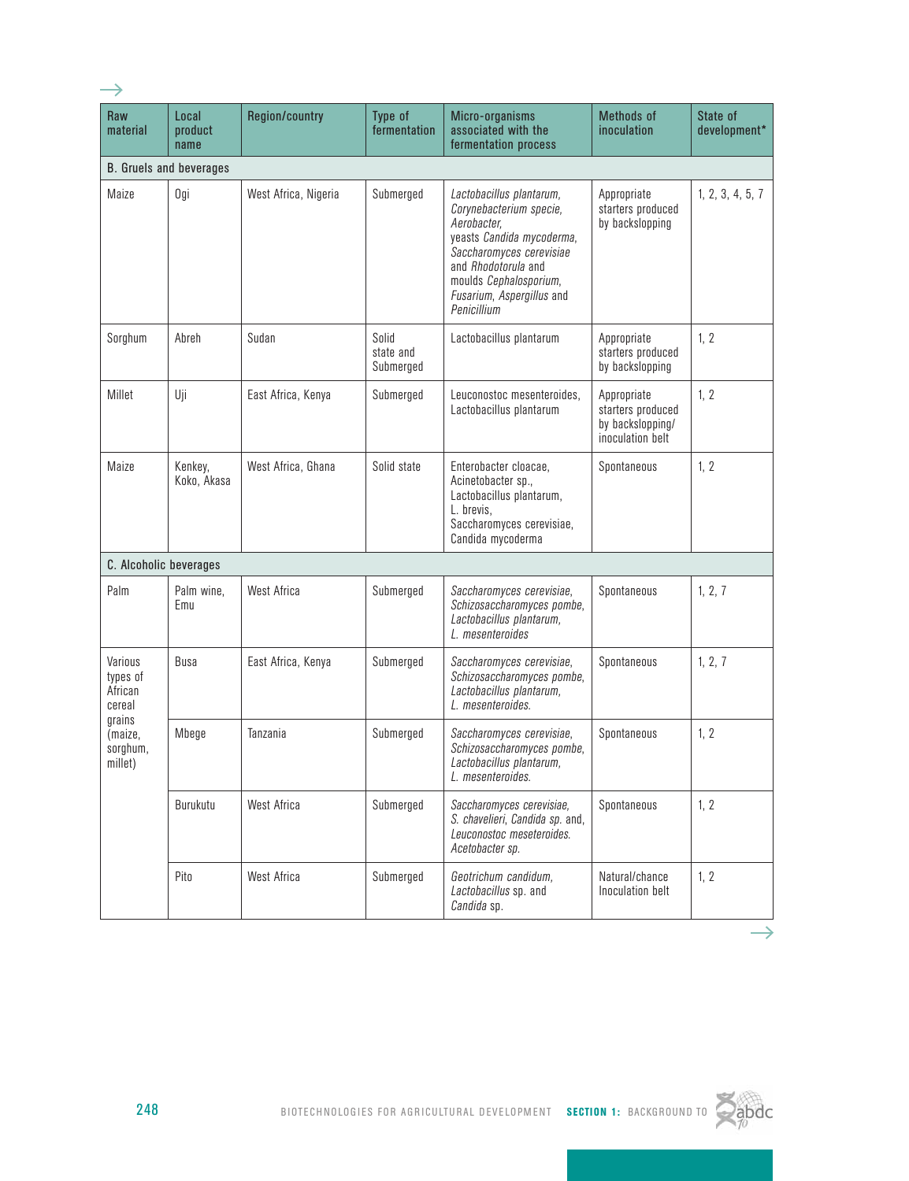| Raw material | Local product name | Region/country | Type of fermentation | Micro-organisms associated with the fermentation process | Methods of inoculation | State of development* |
|---|---|---|---|---|---|---|
| B. Gruels and beverages | | | | | | |
| Maize | Ogi | West Africa, Nigeria | Submerged | *Lactobacillus plantarum, Corynebacterium specie, Aerobacter,* yeasts *Candida mycoderma, Saccharomyces cerevisiae* and *Rhodotorula* and moulds *Cephalosporium, Fusarium, Aspergillus* and *Penicillium* | Appropriate starters produced by backslopping | 1, 2, 3, 4, 5, 7 |
| Sorghum | Abreh | Sudan | Solid state and Submerged | Lactobacillus plantarum | Appropriate starters produced by backslopping | 1, 2 |
| Millet | Uji | East Africa, Kenya | Submerged | Leuconostoc mesenteroides, Lactobacillus plantarum | Appropriate starters produced by backslopping/ inoculation belt | 1, 2 |
| Maize | Kenkey, Koko, Akasa | West Africa, Ghana | Solid state | Enterobacter cloacae, Acinetobacter sp., Lactobacillus plantarum, L. brevis, Saccharomyces cerevisiae, Candida mycoderma | Spontaneous | 1, 2 |
| C. Alcoholic beverages | | | | | | |
| Palm | Palm wine, Emu | West Africa | Submerged | *Saccharomyces cerevisiae, Schizosaccharomyces pombe, Lactobacillus plantarum, L. mesenteroides* | Spontaneous | 1, 2, 7 |
| Various types of African cereal grains (maize, sorghum, millet) | Busa | East Africa, Kenya | Submerged | *Saccharomyces cerevisiae, Schizosaccharomyces pombe, Lactobacillus plantarum, L. mesenteroides.* | Spontaneous | 1, 2, 7 |
| | Mbege | Tanzania | Submerged | *Saccharomyces cerevisiae, Schizosaccharomyces pombe, Lactobacillus plantarum, L. mesenteroides.* | Spontaneous | 1, 2 |
| | Burukutu | West Africa | Submerged | *Saccharomyces cerevisiae, S. chavelieri, Candida sp.* and *Leuconostoc meseteroides. Acetobacter sp.* | Spontaneous | 1, 2 |
| | Pito | West Africa | Submerged | *Geotrichum candidum, Lactobacillus* sp. and *Candida* sp. | Natural/chance Inoculation belt | 1, 2 |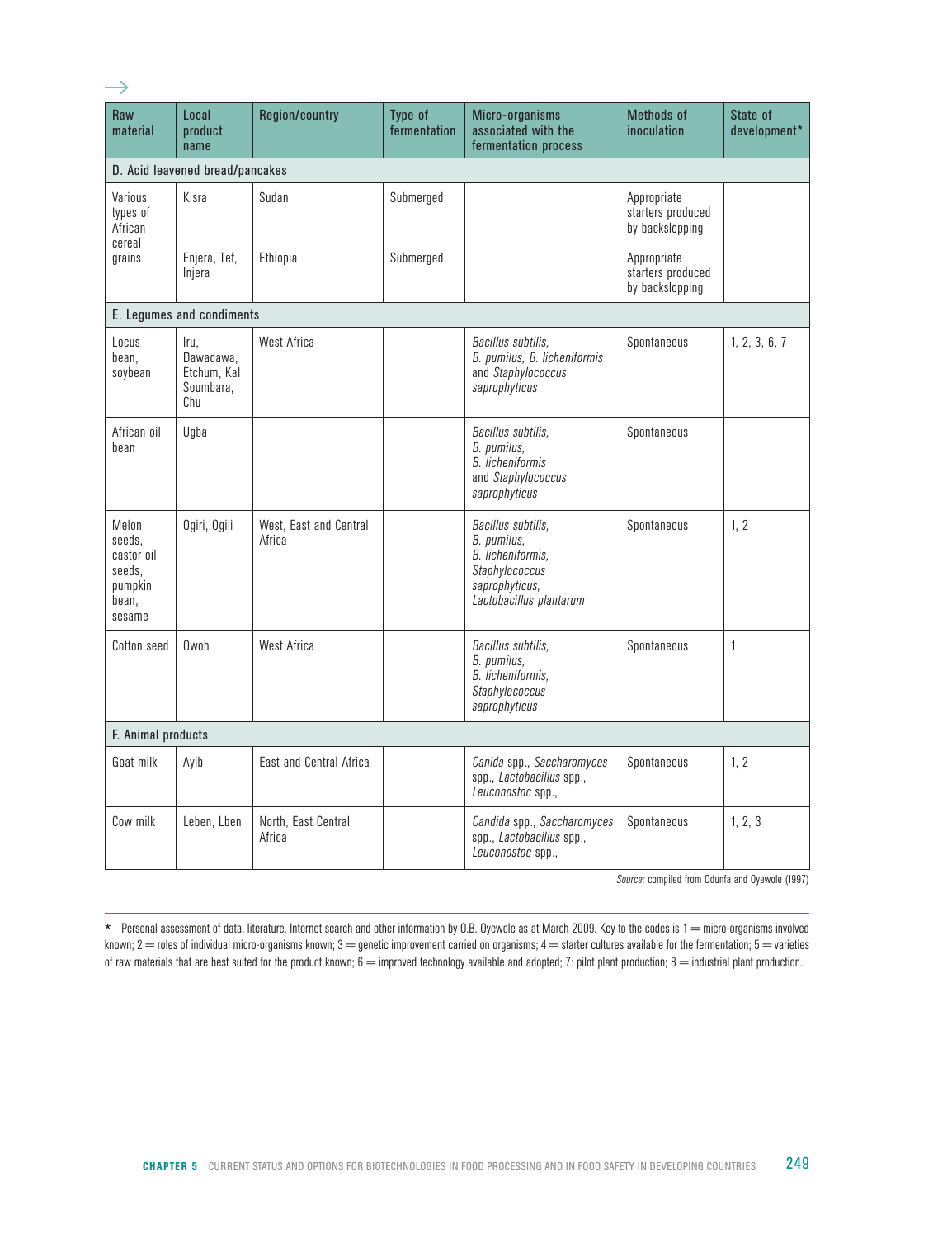| Raw material | Local product name | Region/country | Type of fermentation | Micro-organisms associated with the fermentation process | Methods of inoculation | State of development* |
|---|---|---|---|---|---|---|
| **D. Acid leavened bread/pancakes** | | | | | | |
| Various types of African cereal grains | Kisra | Sudan | Submerged | | Appropriate starters produced by backslopping | |
| | Enjera, Tef, Injera | Ethiopia | Submerged | | Appropriate starters produced by backslopping | |
| **E. Legumes and condiments** | | | | | | |
| Locus bean, soybean | Iru, Dawadawa, Etchum, Kal Soumbara, Chu | West Africa | | *Bacillus subtilis*, *B. pumilus*, *B. licheniformis* and *Staphylococcus saprophyticus* | Spontaneous | 1, 2, 3, 6, 7 |
| African oil bean | Ugba | | | *Bacillus subtilis*, *B. pumilus*, *B. licheniformis* and *Staphylococcus saprophyticus* | Spontaneous | |
| Melon seeds, castor oil seeds, pumpkin bean, sesame | Ogiri, Ogili | West, East and Central Africa | | *Bacillus subtilis*, *B. pumilus*, *B. licheniformis*, *Staphylococcus saprophyticus*, *Lactobacillus plantarum* | Spontaneous | 1, 2 |
| Cotton seed | Owoh | West Africa | | *Bacillus subtilis*, *B. pumilus*, *B. licheniformis*, *Staphylococcus saprophyticus* | Spontaneous | 1 |
| **F. Animal products** | | | | | | |
| Goat milk | Ayib | East and Central Africa | | *Canida* spp., *Saccharomyces* spp., *Lactobacillus* spp., *Leuconostoc* spp., | Spontaneous | 1, 2 |
| Cow milk | Leben, Lben | North, East Central Africa | | *Candida* spp., *Saccharomyces* spp., *Lactobacillus* spp., *Leuconostoc* spp., | Spontaneous | 1, 2, 3 |

*Source:* compiled from Odunfa and Oyewole (1997)

* Personal assessment of data, literature, Internet search and other information by O.B. Oyewole as at March 2009. Key to the codes is 1 = micro-organisms involved known; 2 = roles of individual micro-organisms known; 3 = genetic improvement carried on organisms; 4 = starter cultures available for the fermentation; 5 = varieties of raw materials that are best suited for the product known; 6 = improved technology available and adopted; 7: pilot plant production; 8 = industrial plant production.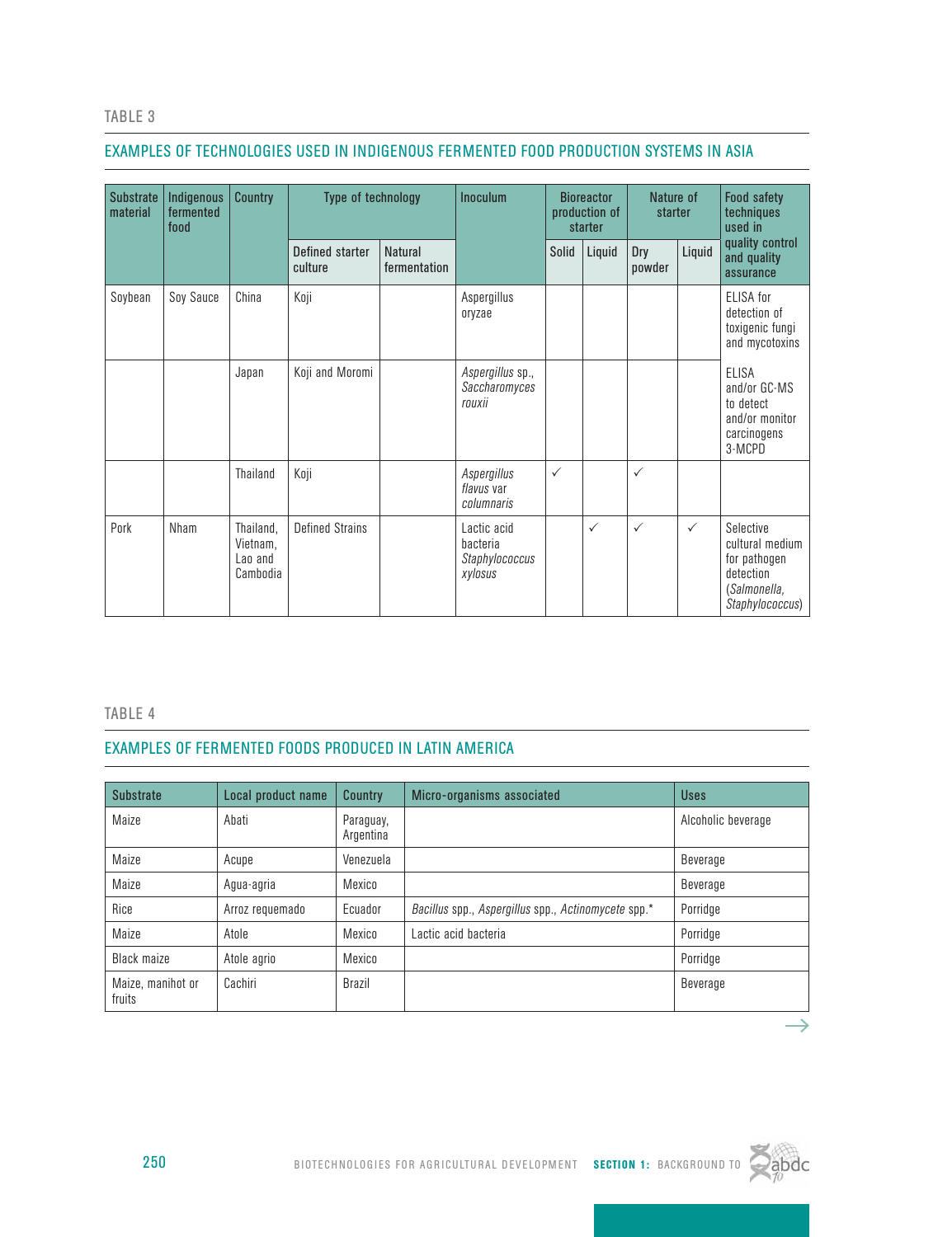TABLE 3

## EXAMPLES OF TECHNOLOGIES USED IN INDIGENOUS FERMENTED FOOD PRODUCTION SYSTEMS IN ASIA

| Substrate material | Indigenous fermented food | Country | Type of technology | | Inoculum | Bioreactor production of starter | | Nature of starter | | Food safety techniques used in quality control and quality assurance |
|---|---|---|---|---|---|---|---|---|---|---|
| | | | Defined starter culture | Natural fermentation | | Solid | Liquid | Dry powder | Liquid | |
| Soybean | Soy Sauce | China | Koji | | Aspergillus oryzae | | | | | ELISA for detection of toxigenic fungi and mycotoxins |
| | | Japan | Koji and Moromi | | *Aspergillus* sp., *Saccharomyces rouxii* | | | | | ELISA and/or GC-MS to detect and/or monitor carcinogens 3-MCPD |
| | | Thailand | Koji | | *Aspergillus flavus* var *columnaris* | ✓ | | ✓ | | |
| Pork | Nham | Thailand, Vietnam, Lao and Cambodia | Defined Strains | | Lactic acid bacteria *Staphylococcus xylosus* | | ✓ | ✓ | ✓ | Selective cultural medium for pathogen detection (*Salmonella*, *Staphylococcus*) |

TABLE 4

## EXAMPLES OF FERMENTED FOODS PRODUCED IN LATIN AMERICA

| Substrate | Local product name | Country | Micro-organisms associated | Uses |
|---|---|---|---|---|
| Maize | Abati | Paraguay, Argentina | | Alcoholic beverage |
| Maize | Acupe | Venezuela | | Beverage |
| Maize | Agua-agria | Mexico | | Beverage |
| Rice | Arroz requemado | Ecuador | *Bacillus* spp., *Aspergillus* spp., *Actinomycete* spp.* | Porridge |
| Maize | Atole | Mexico | Lactic acid bacteria | Porridge |
| Black maize | Atole agrio | Mexico | | Porridge |
| Maize, manihot or fruits | Cachiri | Brazil | | Beverage |

→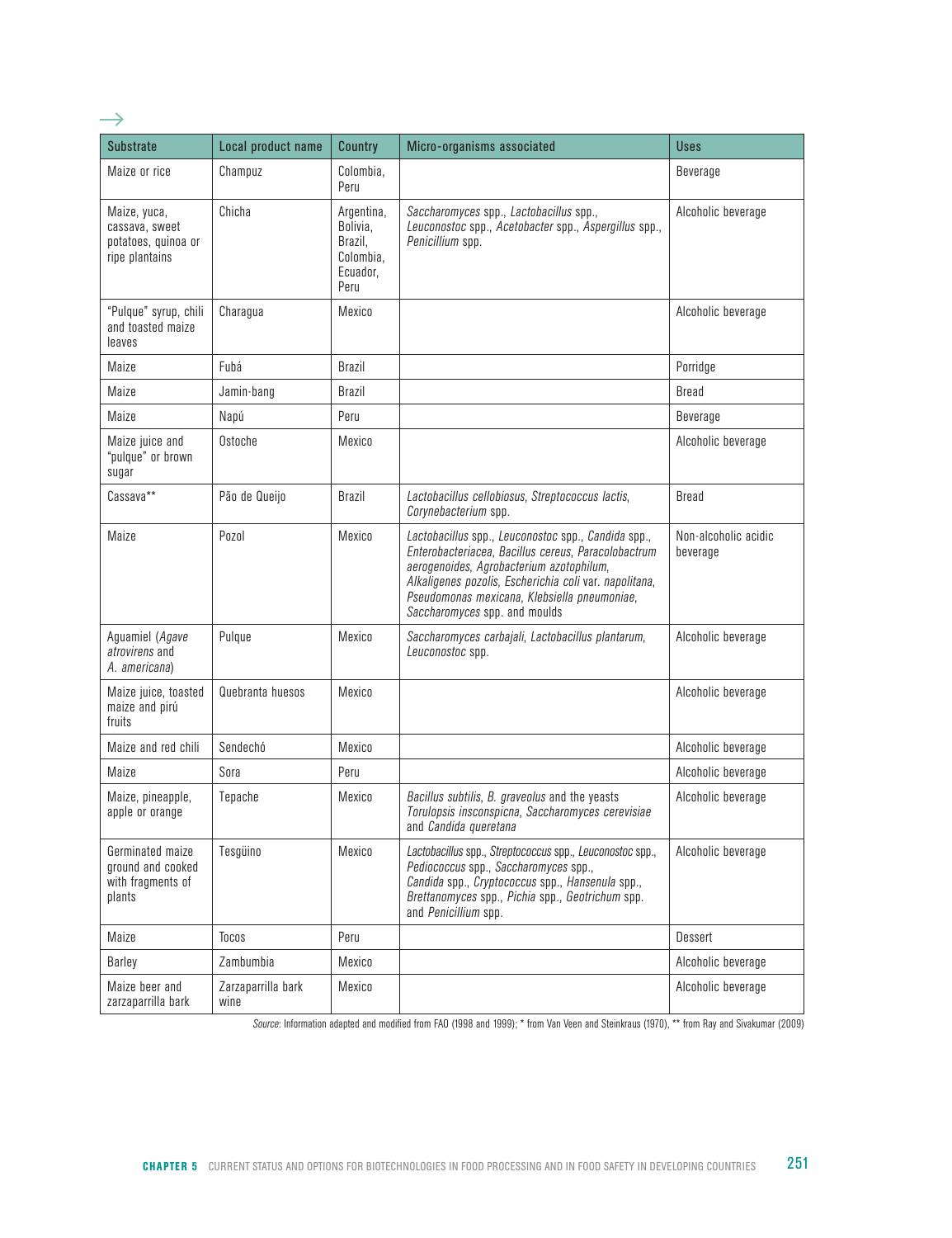→

| Substrate | Local product name | Country | Micro-organisms associated | Uses |
|---|---|---|---|---|
| Maize or rice | Champuz | Colombia, Peru | | Beverage |
| Maize, yuca, cassava, sweet potatoes, quinoa or ripe plantains | Chicha | Argentina, Bolivia, Brazil, Colombia, Ecuador, Peru | *Saccharomyces* spp., *Lactobacillus* spp., *Leuconostoc* spp., *Acetobacter* spp., *Aspergillus* spp., *Penicillium* spp. | Alcoholic beverage |
| "Pulque" syrup, chili and toasted maize leaves | Charagua | Mexico | | Alcoholic beverage |
| Maize | Fubá | Brazil | | Porridge |
| Maize | Jamin-bang | Brazil | | Bread |
| Maize | Napú | Peru | | Beverage |
| Maize juice and "pulque" or brown sugar | Ostoche | Mexico | | Alcoholic beverage |
| Cassava** | Pão de Queijo | Brazil | *Lactobacillus cellobiosus*, *Streptococcus lactis*, *Corynebacterium* spp. | Bread |
| Maize | Pozol | Mexico | *Lactobacillus* spp., *Leuconostoc* spp., *Candida* spp., *Enterobacteriacea*, *Bacillus cereus*, *Paracolobactrum aerogenoides*, *Agrobacterium azotophilum*, *Alkaligenes pozolis*, *Escherichia coli* var. *napolitana*, *Pseudomonas mexicana*, *Klebsiella pneumoniae*, *Saccharomyces* spp. and moulds | Non-alcoholic acidic beverage |
| Aguamiel (*Agave atrovirens* and *A. americana*) | Pulque | Mexico | *Saccharomyces carbajali*, *Lactobacillus plantarum*, *Leuconostoc* spp. | Alcoholic beverage |
| Maize juice, toasted maize and pirú fruits | Quebranta huesos | Mexico | | Alcoholic beverage |
| Maize and red chili | Sendechó | Mexico | | Alcoholic beverage |
| Maize | Sora | Peru | | Alcoholic beverage |
| Maize, pineapple, apple or orange | Tepache | Mexico | *Bacillus subtilis*, *B. graveolus* and the yeasts *Torulopsis insconspicna*, *Saccharomyces cerevisiae* and *Candida queretana* | Alcoholic beverage |
| Germinated maize ground and cooked with fragments of plants | Tesgüino | Mexico | *Lactobacillus* spp., *Streptococcus* spp., *Leuconostoc* spp., *Pediococcus* spp., *Saccharomyces* spp., *Candida* spp., *Cryptococcus* spp., *Hansenula* spp., *Brettanomyces* spp., *Pichia* spp., *Geotrichum* spp. and *Penicillium* spp. | Alcoholic beverage |
| Maize | Tocos | Peru | | Dessert |
| Barley | Zambumbia | Mexico | | Alcoholic beverage |
| Maize beer and zarzaparrilla bark | Zarzaparrilla bark wine | Mexico | | Alcoholic beverage |

*Source*: Information adapted and modified from FAO (1998 and 1999); * from Van Veen and Steinkraus (1970), ** from Ray and Sivakumar (2009)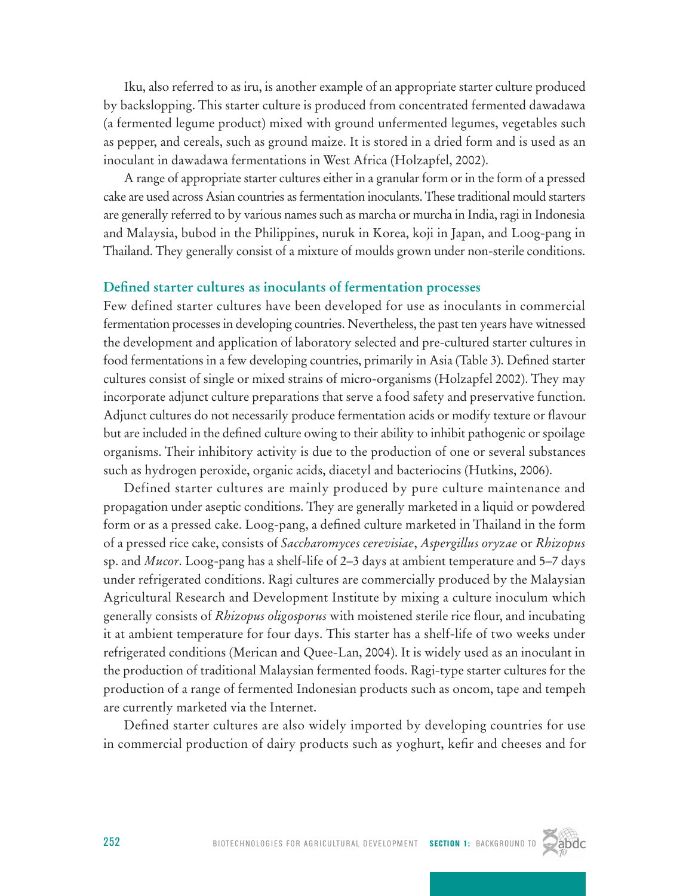Iku, also referred to as iru, is another example of an appropriate starter culture produced by backslopping. This starter culture is produced from concentrated fermented dawadawa (a fermented legume product) mixed with ground unfermented legumes, vegetables such as pepper, and cereals, such as ground maize. It is stored in a dried form and is used as an inoculant in dawadawa fermentations in West Africa (Holzapfel, 2002).

A range of appropriate starter cultures either in a granular form or in the form of a pressed cake are used across Asian countries as fermentation inoculants. These traditional mould starters are generally referred to by various names such as marcha or murcha in India, ragi in Indonesia and Malaysia, bubod in the Philippines, nuruk in Korea, koji in Japan, and Loog-pang in Thailand. They generally consist of a mixture of moulds grown under non-sterile conditions.

### Defined starter cultures as inoculants of fermentation processes

Few defined starter cultures have been developed for use as inoculants in commercial fermentation processes in developing countries. Nevertheless, the past ten years have witnessed the development and application of laboratory selected and pre-cultured starter cultures in food fermentations in a few developing countries, primarily in Asia (Table 3). Defined starter cultures consist of single or mixed strains of micro-organisms (Holzapfel 2002). They may incorporate adjunct culture preparations that serve a food safety and preservative function. Adjunct cultures do not necessarily produce fermentation acids or modify texture or flavour but are included in the defined culture owing to their ability to inhibit pathogenic or spoilage organisms. Their inhibitory activity is due to the production of one or several substances such as hydrogen peroxide, organic acids, diacetyl and bacteriocins (Hutkins, 2006).

Defined starter cultures are mainly produced by pure culture maintenance and propagation under aseptic conditions. They are generally marketed in a liquid or powdered form or as a pressed cake. Loog-pang, a defined culture marketed in Thailand in the form of a pressed rice cake, consists of *Saccharomyces cerevisiae*, *Aspergillus oryzae* or *Rhizopus* sp. and *Mucor*. Loog-pang has a shelf-life of 2–3 days at ambient temperature and 5–7 days under refrigerated conditions. Ragi cultures are commercially produced by the Malaysian Agricultural Research and Development Institute by mixing a culture inoculum which generally consists of *Rhizopus oligosporus* with moistened sterile rice flour, and incubating it at ambient temperature for four days. This starter has a shelf-life of two weeks under refrigerated conditions (Merican and Quee-Lan, 2004). It is widely used as an inoculant in the production of traditional Malaysian fermented foods. Ragi-type starter cultures for the production of a range of fermented Indonesian products such as oncom, tape and tempeh are currently marketed via the Internet.

Defined starter cultures are also widely imported by developing countries for use in commercial production of dairy products such as yoghurt, kefir and cheeses and for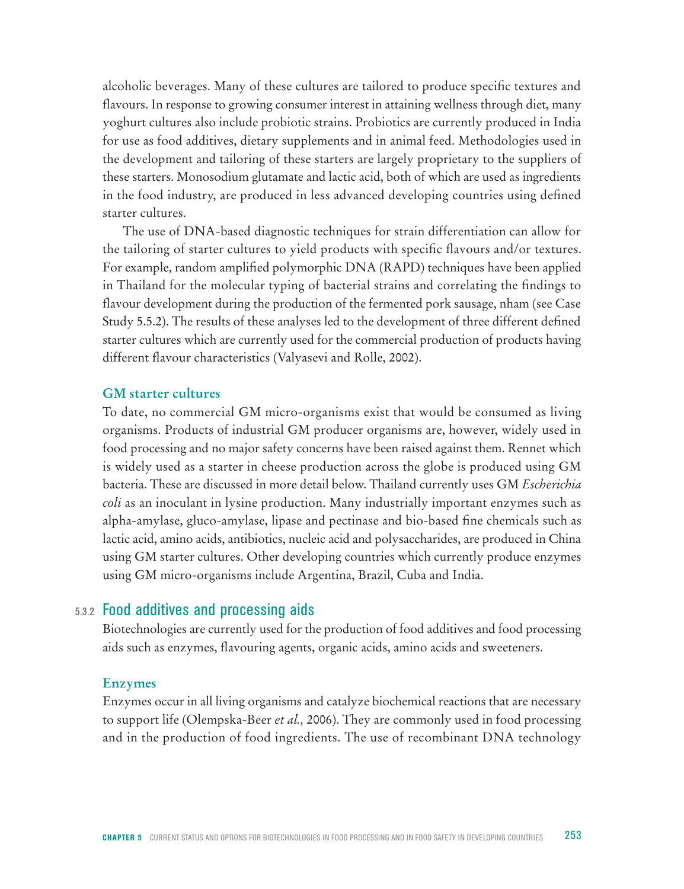alcoholic beverages. Many of these cultures are tailored to produce specific textures and flavours. In response to growing consumer interest in attaining wellness through diet, many yoghurt cultures also include probiotic strains. Probiotics are currently produced in India for use as food additives, dietary supplements and in animal feed. Methodologies used in the development and tailoring of these starters are largely proprietary to the suppliers of these starters. Monosodium glutamate and lactic acid, both of which are used as ingredients in the food industry, are produced in less advanced developing countries using defined starter cultures.

The use of DNA-based diagnostic techniques for strain differentiation can allow for the tailoring of starter cultures to yield products with specific flavours and/or textures. For example, random amplified polymorphic DNA (RAPD) techniques have been applied in Thailand for the molecular typing of bacterial strains and correlating the findings to flavour development during the production of the fermented pork sausage, nham (see Case Study 5.5.2). The results of these analyses led to the development of three different defined starter cultures which are currently used for the commercial production of products having different flavour characteristics (Valyasevi and Rolle, 2002).

#### GM starter cultures

To date, no commercial GM micro-organisms exist that would be consumed as living organisms. Products of industrial GM producer organisms are, however, widely used in food processing and no major safety concerns have been raised against them. Rennet which is widely used as a starter in cheese production across the globe is produced using GM bacteria. These are discussed in more detail below. Thailand currently uses GM *Escherichia coli* as an inoculant in lysine production. Many industrially important enzymes such as alpha-amylase, gluco-amylase, lipase and pectinase and bio-based fine chemicals such as lactic acid, amino acids, antibiotics, nucleic acid and polysaccharides, are produced in China using GM starter cultures. Other developing countries which currently produce enzymes using GM micro-organisms include Argentina, Brazil, Cuba and India.

### 5.3.2 Food additives and processing aids

Biotechnologies are currently used for the production of food additives and food processing aids such as enzymes, flavouring agents, organic acids, amino acids and sweeteners.

#### Enzymes

Enzymes occur in all living organisms and catalyze biochemical reactions that are necessary to support life (Olempska-Beer *et al.,* 2006). They are commonly used in food processing and in the production of food ingredients. The use of recombinant DNA technology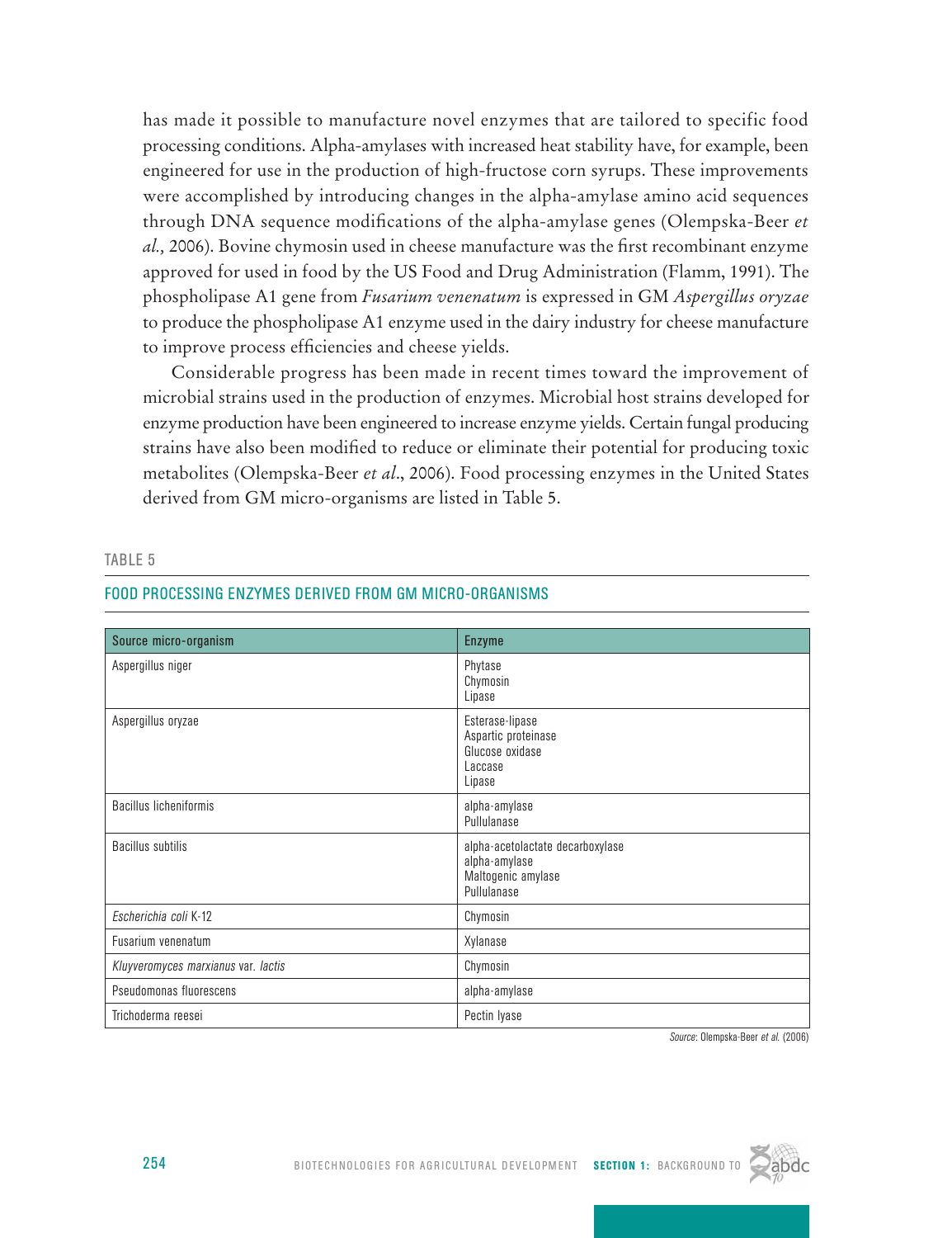has made it possible to manufacture novel enzymes that are tailored to specific food processing conditions. Alpha-amylases with increased heat stability have, for example, been engineered for use in the production of high-fructose corn syrups. These improvements were accomplished by introducing changes in the alpha-amylase amino acid sequences through DNA sequence modifications of the alpha-amylase genes (Olempska-Beer *et al.,* 2006). Bovine chymosin used in cheese manufacture was the first recombinant enzyme approved for used in food by the US Food and Drug Administration (Flamm, 1991). The phospholipase A1 gene from *Fusarium venenatum* is expressed in GM *Aspergillus oryzae* to produce the phospholipase A1 enzyme used in the dairy industry for cheese manufacture to improve process efficiencies and cheese yields.

Considerable progress has been made in recent times toward the improvement of microbial strains used in the production of enzymes. Microbial host strains developed for enzyme production have been engineered to increase enzyme yields. Certain fungal producing strains have also been modified to reduce or eliminate their potential for producing toxic metabolites (Olempska-Beer *et al*., 2006). Food processing enzymes in the United States derived from GM micro-organisms are listed in Table 5.

TABLE 5

FOOD PROCESSING ENZYMES DERIVED FROM GM MICRO-ORGANISMS

| Source micro-organism | Enzyme |
|---|---|
| Aspergillus niger | Phytase<br>Chymosin<br>Lipase |
| Aspergillus oryzae | Esterase-lipase<br>Aspartic proteinase<br>Glucose oxidase<br>Laccase<br>Lipase |
| Bacillus licheniformis | alpha-amylase<br>Pullulanase |
| Bacillus subtilis | alpha-acetolactate decarboxylase<br>alpha-amylase<br>Maltogenic amylase<br>Pullulanase |
| *Escherichia coli* K-12 | Chymosin |
| Fusarium venenatum | Xylanase |
| *Kluyveromyces marxianus* var. *lactis* | Chymosin |
| Pseudomonas fluorescens | alpha-amylase |
| Trichoderma reesei | Pectin lyase |

*Source*: Olempska-Beer *et al.* (2006)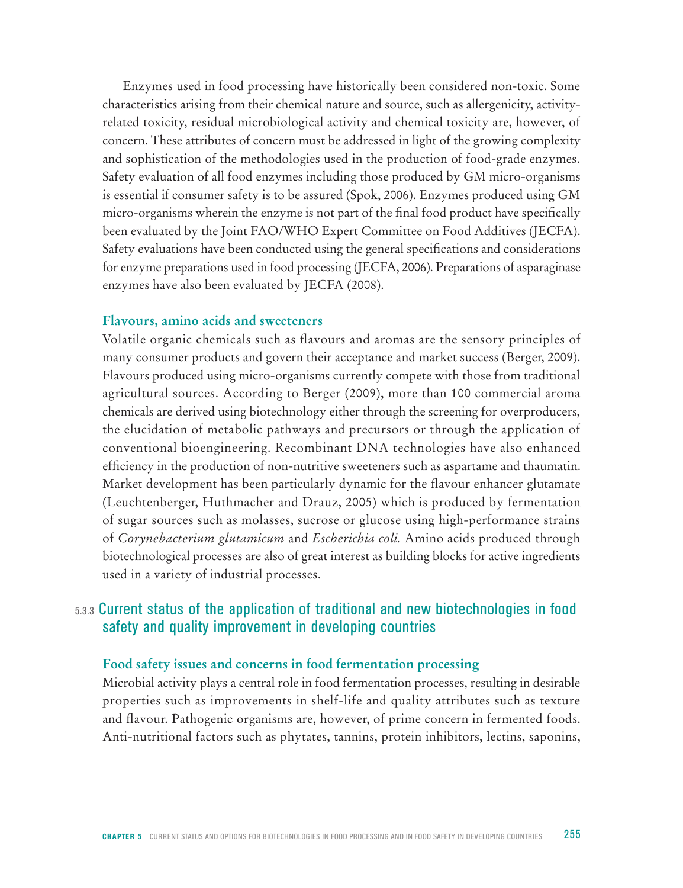Enzymes used in food processing have historically been considered non-toxic. Some characteristics arising from their chemical nature and source, such as allergenicity, activity-related toxicity, residual microbiological activity and chemical toxicity are, however, of concern. These attributes of concern must be addressed in light of the growing complexity and sophistication of the methodologies used in the production of food-grade enzymes. Safety evaluation of all food enzymes including those produced by GM micro-organisms is essential if consumer safety is to be assured (Spok, 2006). Enzymes produced using GM micro-organisms wherein the enzyme is not part of the final food product have specifically been evaluated by the Joint FAO/WHO Expert Committee on Food Additives (JECFA). Safety evaluations have been conducted using the general specifications and considerations for enzyme preparations used in food processing (JECFA, 2006). Preparations of asparaginase enzymes have also been evaluated by JECFA (2008).

#### Flavours, amino acids and sweeteners

Volatile organic chemicals such as flavours and aromas are the sensory principles of many consumer products and govern their acceptance and market success (Berger, 2009). Flavours produced using micro-organisms currently compete with those from traditional agricultural sources. According to Berger (2009), more than 100 commercial aroma chemicals are derived using biotechnology either through the screening for overproducers, the elucidation of metabolic pathways and precursors or through the application of conventional bioengineering. Recombinant DNA technologies have also enhanced efficiency in the production of non-nutritive sweeteners such as aspartame and thaumatin. Market development has been particularly dynamic for the flavour enhancer glutamate (Leuchtenberger, Huthmacher and Drauz, 2005) which is produced by fermentation of sugar sources such as molasses, sucrose or glucose using high-performance strains of *Corynebacterium glutamicum* and *Escherichia coli.* Amino acids produced through biotechnological processes are also of great interest as building blocks for active ingredients used in a variety of industrial processes.

### 5.3.3 Current status of the application of traditional and new biotechnologies in food safety and quality improvement in developing countries

#### Food safety issues and concerns in food fermentation processing

Microbial activity plays a central role in food fermentation processes, resulting in desirable properties such as improvements in shelf-life and quality attributes such as texture and flavour. Pathogenic organisms are, however, of prime concern in fermented foods. Anti-nutritional factors such as phytates, tannins, protein inhibitors, lectins, saponins,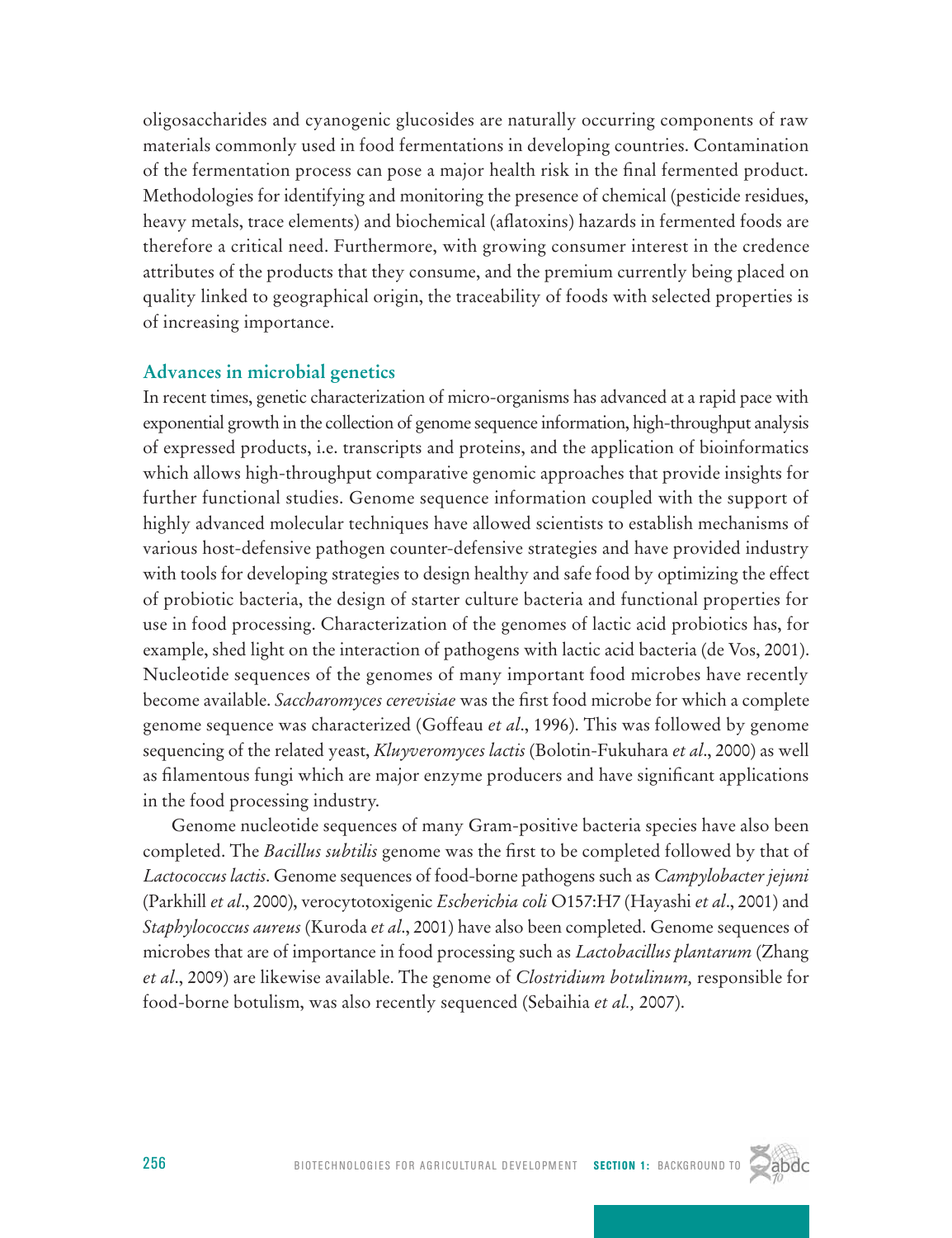oligosaccharides and cyanogenic glucosides are naturally occurring components of raw materials commonly used in food fermentations in developing countries. Contamination of the fermentation process can pose a major health risk in the final fermented product. Methodologies for identifying and monitoring the presence of chemical (pesticide residues, heavy metals, trace elements) and biochemical (aflatoxins) hazards in fermented foods are therefore a critical need. Furthermore, with growing consumer interest in the credence attributes of the products that they consume, and the premium currently being placed on quality linked to geographical origin, the traceability of foods with selected properties is of increasing importance.

### Advances in microbial genetics

In recent times, genetic characterization of micro-organisms has advanced at a rapid pace with exponential growth in the collection of genome sequence information, high-throughput analysis of expressed products, i.e. transcripts and proteins, and the application of bioinformatics which allows high-throughput comparative genomic approaches that provide insights for further functional studies. Genome sequence information coupled with the support of highly advanced molecular techniques have allowed scientists to establish mechanisms of various host-defensive pathogen counter-defensive strategies and have provided industry with tools for developing strategies to design healthy and safe food by optimizing the effect of probiotic bacteria, the design of starter culture bacteria and functional properties for use in food processing. Characterization of the genomes of lactic acid probiotics has, for example, shed light on the interaction of pathogens with lactic acid bacteria (de Vos, 2001). Nucleotide sequences of the genomes of many important food microbes have recently become available. *Saccharomyces cerevisiae* was the first food microbe for which a complete genome sequence was characterized (Goffeau *et al*., 1996). This was followed by genome sequencing of the related yeast, *Kluyveromyces lactis* (Bolotin-Fukuhara *et al*., 2000) as well as filamentous fungi which are major enzyme producers and have significant applications in the food processing industry.

Genome nucleotide sequences of many Gram-positive bacteria species have also been completed. The *Bacillus subtilis* genome was the first to be completed followed by that of *Lactococcus lactis*. Genome sequences of food-borne pathogens such as *Campylobacter jejuni* (Parkhill *et al*., 2000), verocytotoxigenic *Escherichia coli* O157:H7 (Hayashi *et al*., 2001) and *Staphylococcus aureus* (Kuroda *et al*., 2001) have also been completed. Genome sequences of microbes that are of importance in food processing such as *Lactobacillus plantarum* (Zhang *et al*., 2009) are likewise available. The genome of *Clostridium botulinum,* responsible for food-borne botulism, was also recently sequenced (Sebaihia *et al.,* 2007).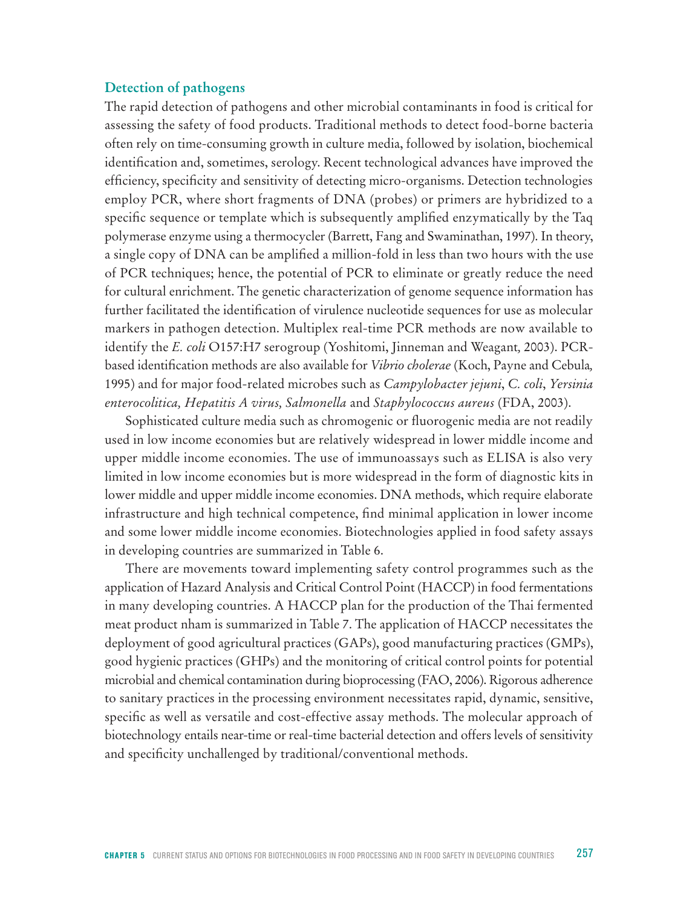### Detection of pathogens

The rapid detection of pathogens and other microbial contaminants in food is critical for assessing the safety of food products. Traditional methods to detect food-borne bacteria often rely on time-consuming growth in culture media, followed by isolation, biochemical identification and, sometimes, serology. Recent technological advances have improved the efficiency, specificity and sensitivity of detecting micro-organisms. Detection technologies employ PCR, where short fragments of DNA (probes) or primers are hybridized to a specific sequence or template which is subsequently amplified enzymatically by the Taq polymerase enzyme using a thermocycler (Barrett, Fang and Swaminathan, 1997). In theory, a single copy of DNA can be amplified a million-fold in less than two hours with the use of PCR techniques; hence, the potential of PCR to eliminate or greatly reduce the need for cultural enrichment. The genetic characterization of genome sequence information has further facilitated the identification of virulence nucleotide sequences for use as molecular markers in pathogen detection. Multiplex real-time PCR methods are now available to identify the *E. coli* O157:H7 serogroup (Yoshitomi, Jinneman and Weagant, 2003). PCR-based identification methods are also available for *Vibrio cholerae* (Koch, Payne and Cebula, 1995) and for major food-related microbes such as *Campylobacter jejuni*, *C. coli*, *Yersinia enterocolitica, Hepatitis A virus, Salmonella* and *Staphylococcus aureus* (FDA, 2003).

Sophisticated culture media such as chromogenic or fluorogenic media are not readily used in low income economies but are relatively widespread in lower middle income and upper middle income economies. The use of immunoassays such as ELISA is also very limited in low income economies but is more widespread in the form of diagnostic kits in lower middle and upper middle income economies. DNA methods, which require elaborate infrastructure and high technical competence, find minimal application in lower income and some lower middle income economies. Biotechnologies applied in food safety assays in developing countries are summarized in Table 6.

There are movements toward implementing safety control programmes such as the application of Hazard Analysis and Critical Control Point (HACCP) in food fermentations in many developing countries. A HACCP plan for the production of the Thai fermented meat product nham is summarized in Table 7. The application of HACCP necessitates the deployment of good agricultural practices (GAPs), good manufacturing practices (GMPs), good hygienic practices (GHPs) and the monitoring of critical control points for potential microbial and chemical contamination during bioprocessing (FAO, 2006). Rigorous adherence to sanitary practices in the processing environment necessitates rapid, dynamic, sensitive, specific as well as versatile and cost-effective assay methods. The molecular approach of biotechnology entails near-time or real-time bacterial detection and offers levels of sensitivity and specificity unchallenged by traditional/conventional methods.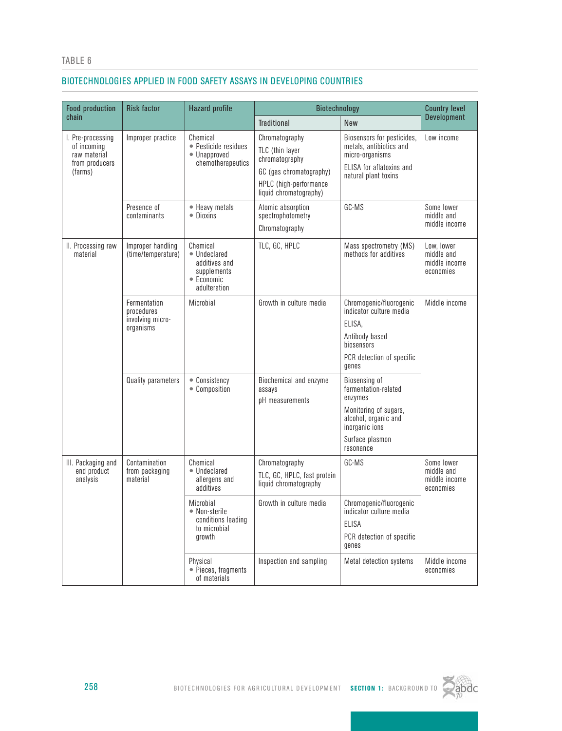TABLE 6

## BIOTECHNOLOGIES APPLIED IN FOOD SAFETY ASSAYS IN DEVELOPING COUNTRIES

| Food production chain | Risk factor | Hazard profile | Biotechnology | | Country level Development |
|---|---|---|---|---|---|
| | | | Traditional | New | |
| I. Pre-processing of incoming raw material from producers (farms) | Improper practice | Chemical<br>• Pesticide residues<br>• Unapproved chemotherapeutics | Chromatography<br>TLC (thin layer chromatography<br>GC (gas chromatography)<br>HPLC (high-performance liquid chromatography) | Biosensors for pesticides, metals, antibiotics and micro-organisms<br>ELISA for aflatoxins and natural plant toxins | Low income |
| | Presence of contaminants | • Heavy metals<br>• Dioxins | Atomic absorption spectrophotometry<br>Chromatography | GC-MS | Some lower middle and middle income |
| II. Processing raw material | Improper handling (time/temperature) | Chemical<br>• Undeclared additives and supplements<br>• Economic adulteration | TLC, GC, HPLC | Mass spectrometry (MS) methods for additives | Low, lower middle and middle income economies |
| | Fermentation procedures involving micro-organisms | Microbial | Growth in culture media | Chromogenic/fluorogenic indicator culture media<br>ELISA,<br>Antibody based biosensors<br>PCR detection of specific genes | Middle income |
| | Quality parameters | • Consistency<br>• Composition | Biochemical and enzyme assays<br>pH measurements | Biosensing of fermentation-related enzymes<br>Monitoring of sugars, alcohol, organic and inorganic ions<br>Surface plasmon resonance | |
| III. Packaging and end product analysis | Contamination from packaging material | Chemical<br>• Undeclared allergens and additives | Chromatography<br>TLC, GC, HPLC, fast protein liquid chromatography | GC-MS | Some lower middle and middle income economies |
| | | Microbial<br>• Non-sterile conditions leading to microbial growth | Growth in culture media | Chromogenic/fluorogenic indicator culture media<br>ELISA<br>PCR detection of specific genes | |
| | | Physical<br>• Pieces, fragments of materials | Inspection and sampling | Metal detection systems | Middle income economies |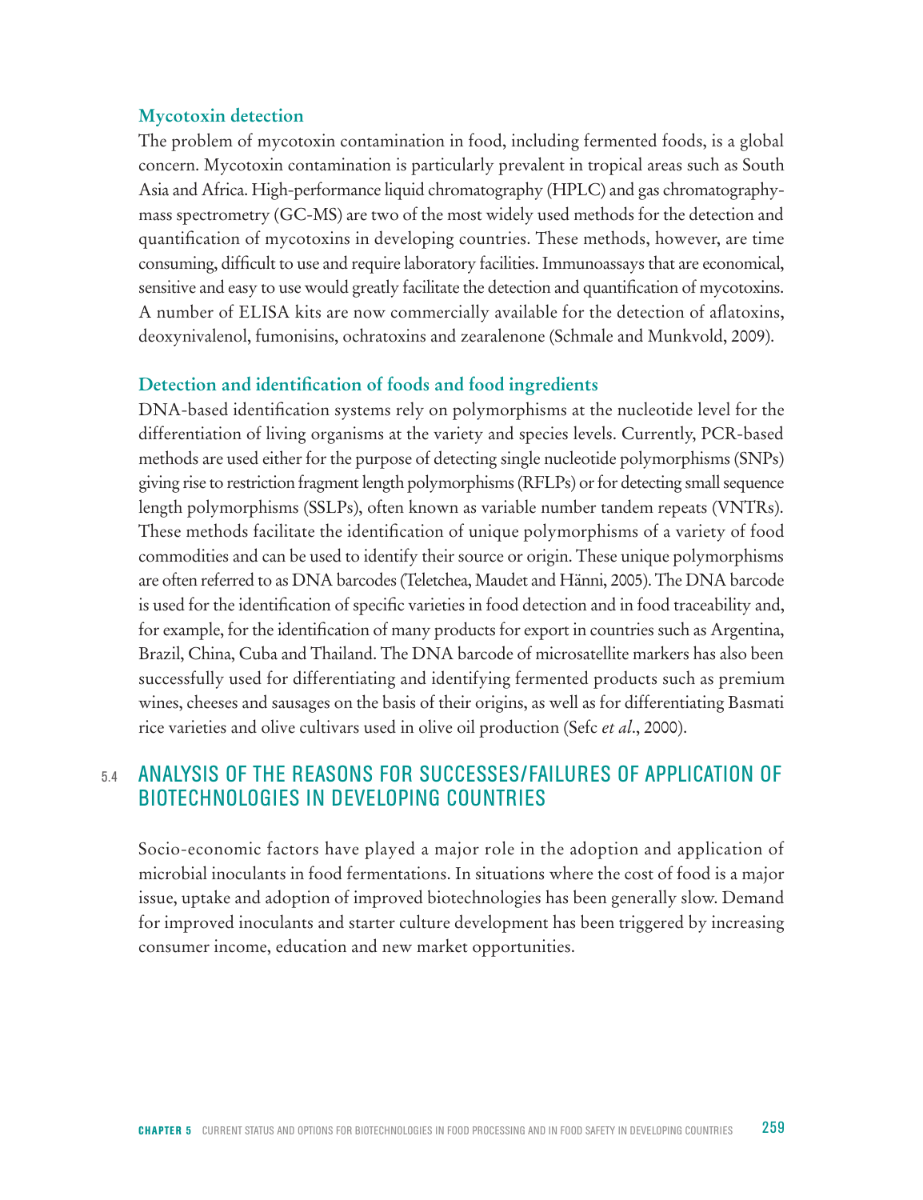### Mycotoxin detection

The problem of mycotoxin contamination in food, including fermented foods, is a global concern. Mycotoxin contamination is particularly prevalent in tropical areas such as South Asia and Africa. High-performance liquid chromatography (HPLC) and gas chromatography-mass spectrometry (GC-MS) are two of the most widely used methods for the detection and quantification of mycotoxins in developing countries. These methods, however, are time consuming, difficult to use and require laboratory facilities. Immunoassays that are economical, sensitive and easy to use would greatly facilitate the detection and quantification of mycotoxins. A number of ELISA kits are now commercially available for the detection of aflatoxins, deoxynivalenol, fumonisins, ochratoxins and zearalenone (Schmale and Munkvold, 2009).

### Detection and identification of foods and food ingredients

DNA-based identification systems rely on polymorphisms at the nucleotide level for the differentiation of living organisms at the variety and species levels. Currently, PCR-based methods are used either for the purpose of detecting single nucleotide polymorphisms (SNPs) giving rise to restriction fragment length polymorphisms (RFLPs) or for detecting small sequence length polymorphisms (SSLPs), often known as variable number tandem repeats (VNTRs). These methods facilitate the identification of unique polymorphisms of a variety of food commodities and can be used to identify their source or origin. These unique polymorphisms are often referred to as DNA barcodes (Teletchea, Maudet and Hänni, 2005). The DNA barcode is used for the identification of specific varieties in food detection and in food traceability and, for example, for the identification of many products for export in countries such as Argentina, Brazil, China, Cuba and Thailand. The DNA barcode of microsatellite markers has also been successfully used for differentiating and identifying fermented products such as premium wines, cheeses and sausages on the basis of their origins, as well as for differentiating Basmati rice varieties and olive cultivars used in olive oil production (Sefc *et al*., 2000).

## 5.4 ANALYSIS OF THE REASONS FOR SUCCESSES/FAILURES OF APPLICATION OF BIOTECHNOLOGIES IN DEVELOPING COUNTRIES

Socio-economic factors have played a major role in the adoption and application of microbial inoculants in food fermentations. In situations where the cost of food is a major issue, uptake and adoption of improved biotechnologies has been generally slow. Demand for improved inoculants and starter culture development has been triggered by increasing consumer income, education and new market opportunities.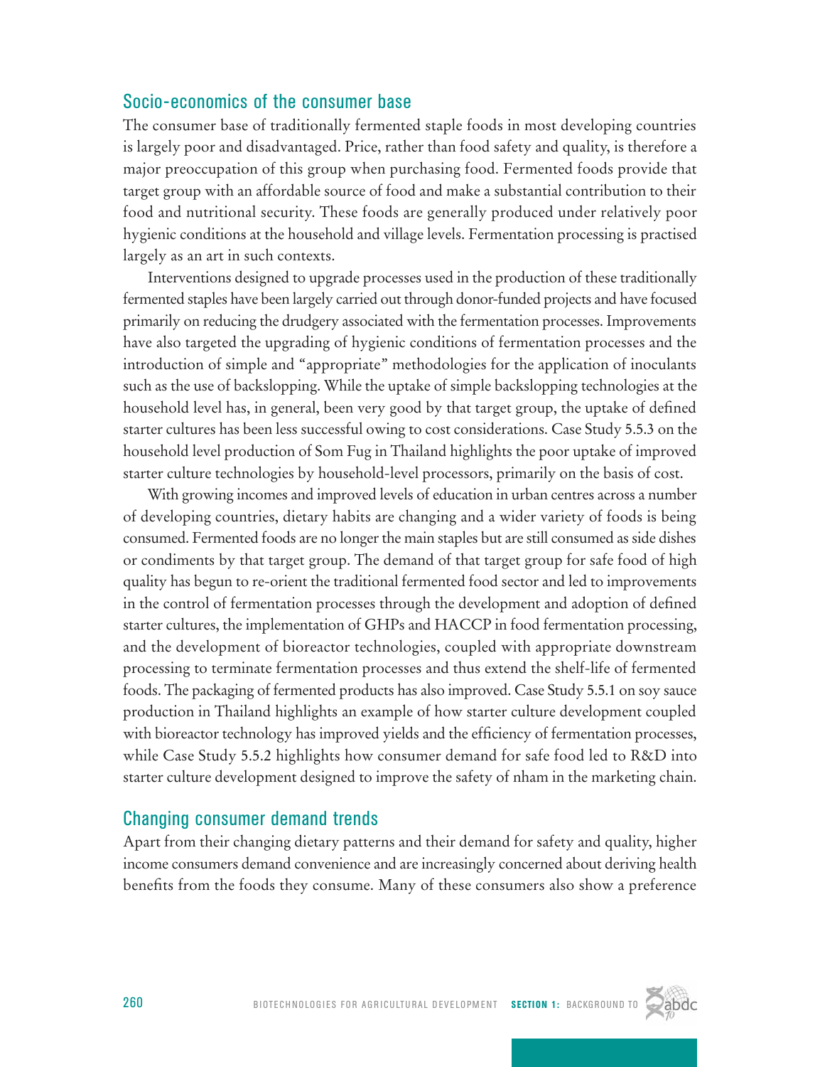## Socio-economics of the consumer base

The consumer base of traditionally fermented staple foods in most developing countries is largely poor and disadvantaged. Price, rather than food safety and quality, is therefore a major preoccupation of this group when purchasing food. Fermented foods provide that target group with an affordable source of food and make a substantial contribution to their food and nutritional security. These foods are generally produced under relatively poor hygienic conditions at the household and village levels. Fermentation processing is practised largely as an art in such contexts.

Interventions designed to upgrade processes used in the production of these traditionally fermented staples have been largely carried out through donor-funded projects and have focused primarily on reducing the drudgery associated with the fermentation processes. Improvements have also targeted the upgrading of hygienic conditions of fermentation processes and the introduction of simple and "appropriate" methodologies for the application of inoculants such as the use of backslopping. While the uptake of simple backslopping technologies at the household level has, in general, been very good by that target group, the uptake of defined starter cultures has been less successful owing to cost considerations. Case Study 5.5.3 on the household level production of Som Fug in Thailand highlights the poor uptake of improved starter culture technologies by household-level processors, primarily on the basis of cost.

With growing incomes and improved levels of education in urban centres across a number of developing countries, dietary habits are changing and a wider variety of foods is being consumed. Fermented foods are no longer the main staples but are still consumed as side dishes or condiments by that target group. The demand of that target group for safe food of high quality has begun to re-orient the traditional fermented food sector and led to improvements in the control of fermentation processes through the development and adoption of defined starter cultures, the implementation of GHPs and HACCP in food fermentation processing, and the development of bioreactor technologies, coupled with appropriate downstream processing to terminate fermentation processes and thus extend the shelf-life of fermented foods. The packaging of fermented products has also improved. Case Study 5.5.1 on soy sauce production in Thailand highlights an example of how starter culture development coupled with bioreactor technology has improved yields and the efficiency of fermentation processes, while Case Study 5.5.2 highlights how consumer demand for safe food led to R&D into starter culture development designed to improve the safety of nham in the marketing chain.

## Changing consumer demand trends

Apart from their changing dietary patterns and their demand for safety and quality, higher income consumers demand convenience and are increasingly concerned about deriving health benefits from the foods they consume. Many of these consumers also show a preference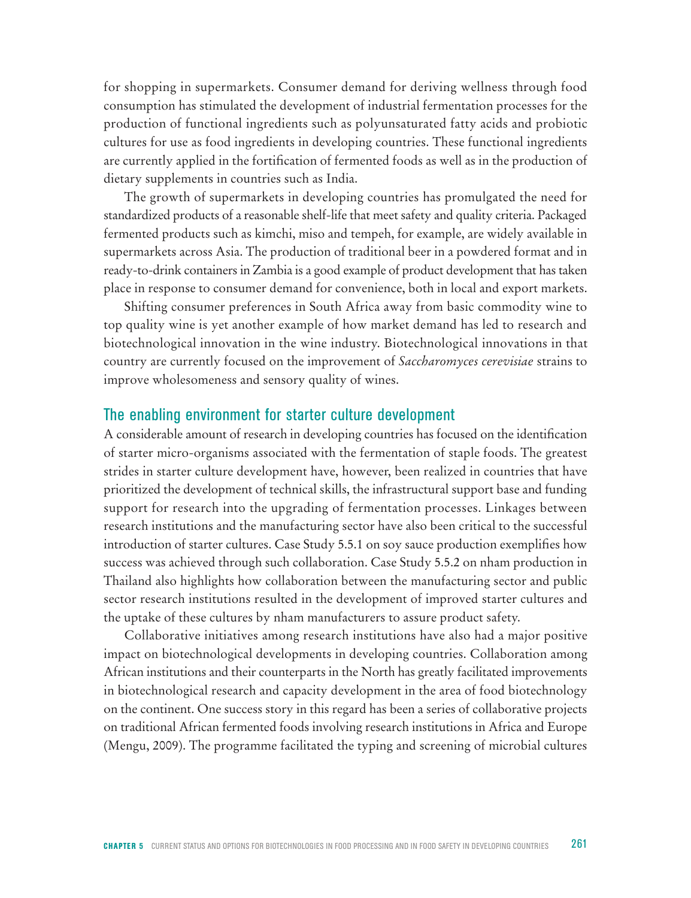for shopping in supermarkets. Consumer demand for deriving wellness through food consumption has stimulated the development of industrial fermentation processes for the production of functional ingredients such as polyunsaturated fatty acids and probiotic cultures for use as food ingredients in developing countries. These functional ingredients are currently applied in the fortification of fermented foods as well as in the production of dietary supplements in countries such as India.

The growth of supermarkets in developing countries has promulgated the need for standardized products of a reasonable shelf-life that meet safety and quality criteria. Packaged fermented products such as kimchi, miso and tempeh, for example, are widely available in supermarkets across Asia. The production of traditional beer in a powdered format and in ready-to-drink containers in Zambia is a good example of product development that has taken place in response to consumer demand for convenience, both in local and export markets.

Shifting consumer preferences in South Africa away from basic commodity wine to top quality wine is yet another example of how market demand has led to research and biotechnological innovation in the wine industry. Biotechnological innovations in that country are currently focused on the improvement of *Saccharomyces cerevisiae* strains to improve wholesomeness and sensory quality of wines.

## The enabling environment for starter culture development

A considerable amount of research in developing countries has focused on the identification of starter micro-organisms associated with the fermentation of staple foods. The greatest strides in starter culture development have, however, been realized in countries that have prioritized the development of technical skills, the infrastructural support base and funding support for research into the upgrading of fermentation processes. Linkages between research institutions and the manufacturing sector have also been critical to the successful introduction of starter cultures. Case Study 5.5.1 on soy sauce production exemplifies how success was achieved through such collaboration. Case Study 5.5.2 on nham production in Thailand also highlights how collaboration between the manufacturing sector and public sector research institutions resulted in the development of improved starter cultures and the uptake of these cultures by nham manufacturers to assure product safety.

Collaborative initiatives among research institutions have also had a major positive impact on biotechnological developments in developing countries. Collaboration among African institutions and their counterparts in the North has greatly facilitated improvements in biotechnological research and capacity development in the area of food biotechnology on the continent. One success story in this regard has been a series of collaborative projects on traditional African fermented foods involving research institutions in Africa and Europe (Mengu, 2009). The programme facilitated the typing and screening of microbial cultures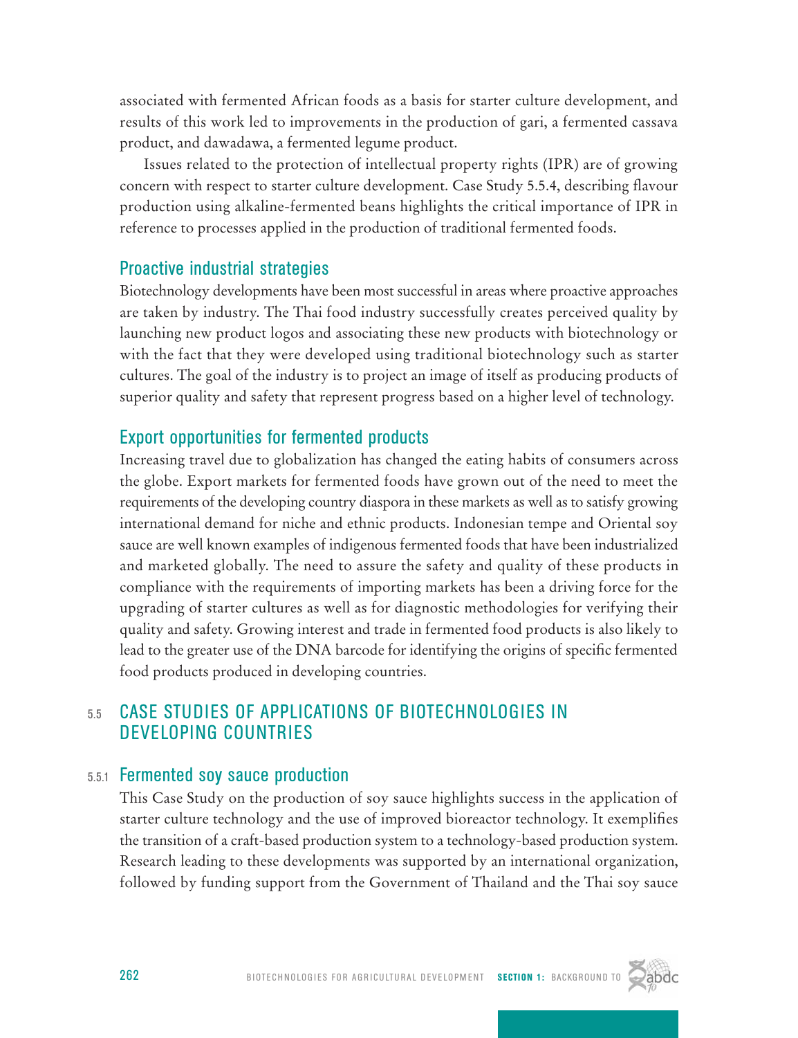associated with fermented African foods as a basis for starter culture development, and results of this work led to improvements in the production of gari, a fermented cassava product, and dawadawa, a fermented legume product.

Issues related to the protection of intellectual property rights (IPR) are of growing concern with respect to starter culture development. Case Study 5.5.4, describing flavour production using alkaline-fermented beans highlights the critical importance of IPR in reference to processes applied in the production of traditional fermented foods.

### Proactive industrial strategies

Biotechnology developments have been most successful in areas where proactive approaches are taken by industry. The Thai food industry successfully creates perceived quality by launching new product logos and associating these new products with biotechnology or with the fact that they were developed using traditional biotechnology such as starter cultures. The goal of the industry is to project an image of itself as producing products of superior quality and safety that represent progress based on a higher level of technology.

### Export opportunities for fermented products

Increasing travel due to globalization has changed the eating habits of consumers across the globe. Export markets for fermented foods have grown out of the need to meet the requirements of the developing country diaspora in these markets as well as to satisfy growing international demand for niche and ethnic products. Indonesian tempe and Oriental soy sauce are well known examples of indigenous fermented foods that have been industrialized and marketed globally. The need to assure the safety and quality of these products in compliance with the requirements of importing markets has been a driving force for the upgrading of starter cultures as well as for diagnostic methodologies for verifying their quality and safety. Growing interest and trade in fermented food products is also likely to lead to the greater use of the DNA barcode for identifying the origins of specific fermented food products produced in developing countries.

## 5.5 CASE STUDIES OF APPLICATIONS OF BIOTECHNOLOGIES IN DEVELOPING COUNTRIES

### 5.5.1 Fermented soy sauce production

This Case Study on the production of soy sauce highlights success in the application of starter culture technology and the use of improved bioreactor technology. It exemplifies the transition of a craft-based production system to a technology-based production system. Research leading to these developments was supported by an international organization, followed by funding support from the Government of Thailand and the Thai soy sauce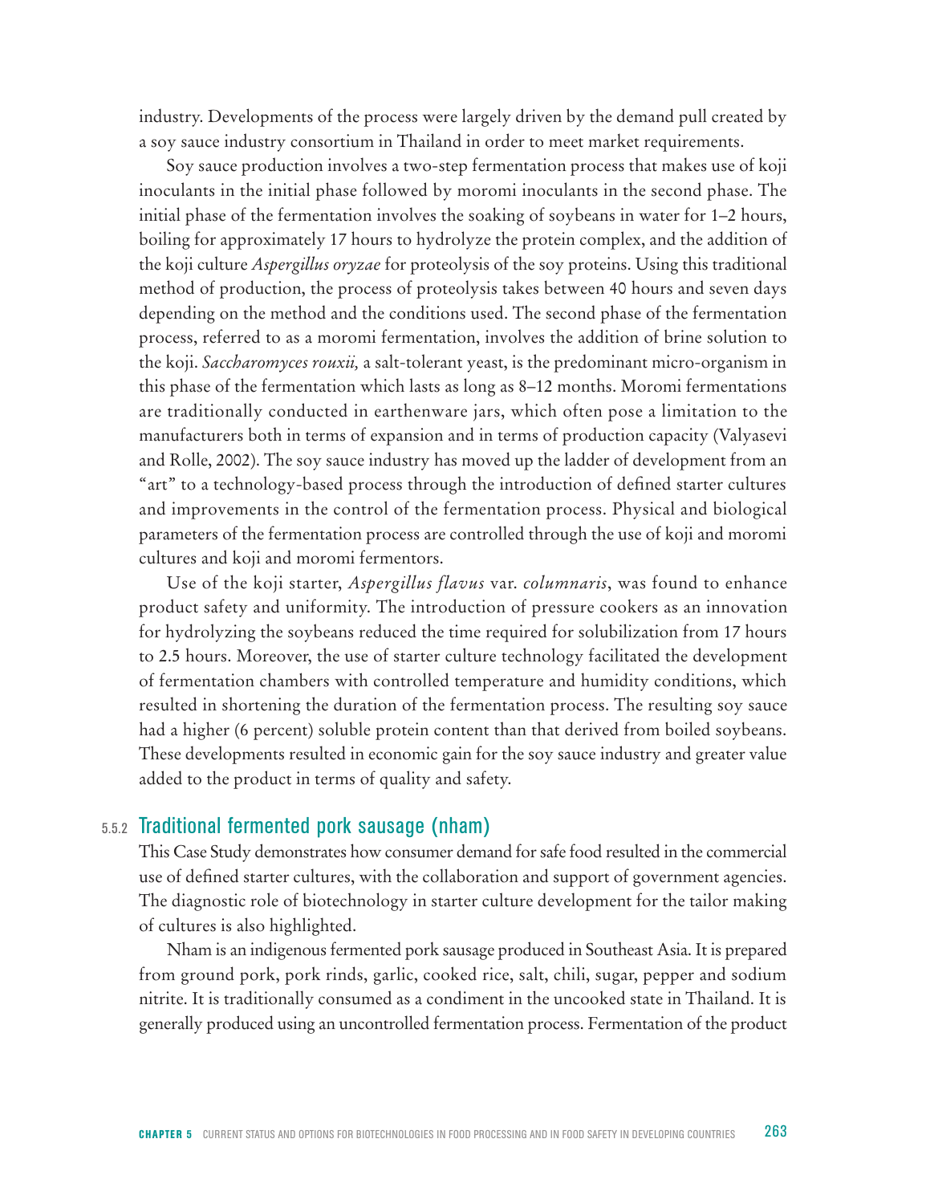industry. Developments of the process were largely driven by the demand pull created by a soy sauce industry consortium in Thailand in order to meet market requirements.

Soy sauce production involves a two-step fermentation process that makes use of koji inoculants in the initial phase followed by moromi inoculants in the second phase. The initial phase of the fermentation involves the soaking of soybeans in water for 1–2 hours, boiling for approximately 17 hours to hydrolyze the protein complex, and the addition of the koji culture *Aspergillus oryzae* for proteolysis of the soy proteins. Using this traditional method of production, the process of proteolysis takes between 40 hours and seven days depending on the method and the conditions used. The second phase of the fermentation process, referred to as a moromi fermentation, involves the addition of brine solution to the koji. *Saccharomyces rouxii,* a salt-tolerant yeast, is the predominant micro-organism in this phase of the fermentation which lasts as long as 8–12 months. Moromi fermentations are traditionally conducted in earthenware jars, which often pose a limitation to the manufacturers both in terms of expansion and in terms of production capacity (Valyasevi and Rolle, 2002). The soy sauce industry has moved up the ladder of development from an "art" to a technology-based process through the introduction of defined starter cultures and improvements in the control of the fermentation process. Physical and biological parameters of the fermentation process are controlled through the use of koji and moromi cultures and koji and moromi fermentors.

Use of the koji starter, *Aspergillus flavus* var. *columnaris*, was found to enhance product safety and uniformity. The introduction of pressure cookers as an innovation for hydrolyzing the soybeans reduced the time required for solubilization from 17 hours to 2.5 hours. Moreover, the use of starter culture technology facilitated the development of fermentation chambers with controlled temperature and humidity conditions, which resulted in shortening the duration of the fermentation process. The resulting soy sauce had a higher (6 percent) soluble protein content than that derived from boiled soybeans. These developments resulted in economic gain for the soy sauce industry and greater value added to the product in terms of quality and safety.

### 5.5.2 Traditional fermented pork sausage (nham)

This Case Study demonstrates how consumer demand for safe food resulted in the commercial use of defined starter cultures, with the collaboration and support of government agencies. The diagnostic role of biotechnology in starter culture development for the tailor making of cultures is also highlighted.

Nham is an indigenous fermented pork sausage produced in Southeast Asia. It is prepared from ground pork, pork rinds, garlic, cooked rice, salt, chili, sugar, pepper and sodium nitrite. It is traditionally consumed as a condiment in the uncooked state in Thailand. It is generally produced using an uncontrolled fermentation process. Fermentation of the product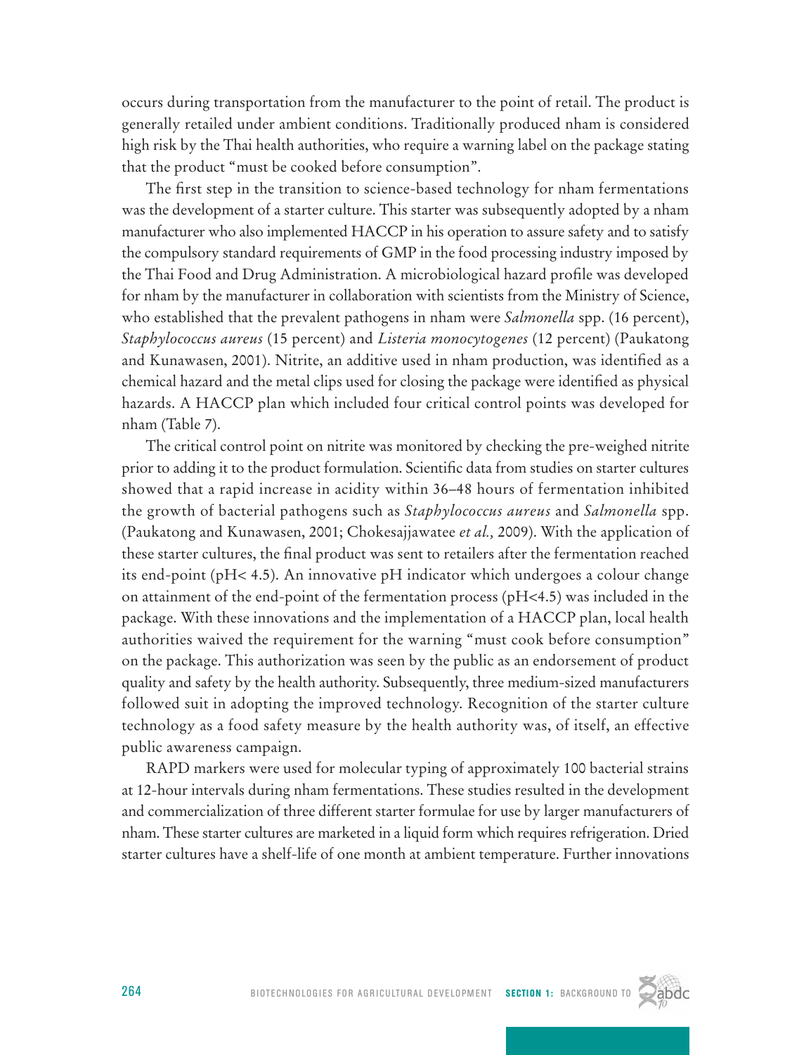occurs during transportation from the manufacturer to the point of retail. The product is generally retailed under ambient conditions. Traditionally produced nham is considered high risk by the Thai health authorities, who require a warning label on the package stating that the product "must be cooked before consumption".

The first step in the transition to science-based technology for nham fermentations was the development of a starter culture. This starter was subsequently adopted by a nham manufacturer who also implemented HACCP in his operation to assure safety and to satisfy the compulsory standard requirements of GMP in the food processing industry imposed by the Thai Food and Drug Administration. A microbiological hazard profile was developed for nham by the manufacturer in collaboration with scientists from the Ministry of Science, who established that the prevalent pathogens in nham were *Salmonella* spp. (16 percent), *Staphylococcus aureus* (15 percent) and *Listeria monocytogenes* (12 percent) (Paukatong and Kunawasen, 2001). Nitrite, an additive used in nham production, was identified as a chemical hazard and the metal clips used for closing the package were identified as physical hazards. A HACCP plan which included four critical control points was developed for nham (Table 7).

The critical control point on nitrite was monitored by checking the pre-weighed nitrite prior to adding it to the product formulation. Scientific data from studies on starter cultures showed that a rapid increase in acidity within 36–48 hours of fermentation inhibited the growth of bacterial pathogens such as *Staphylococcus aureus* and *Salmonella* spp. (Paukatong and Kunawasen, 2001; Chokesajjawatee *et al.,* 2009). With the application of these starter cultures, the final product was sent to retailers after the fermentation reached its end-point (pH< 4.5). An innovative pH indicator which undergoes a colour change on attainment of the end-point of the fermentation process (pH<4.5) was included in the package. With these innovations and the implementation of a HACCP plan, local health authorities waived the requirement for the warning "must cook before consumption" on the package. This authorization was seen by the public as an endorsement of product quality and safety by the health authority. Subsequently, three medium-sized manufacturers followed suit in adopting the improved technology. Recognition of the starter culture technology as a food safety measure by the health authority was, of itself, an effective public awareness campaign.

RAPD markers were used for molecular typing of approximately 100 bacterial strains at 12-hour intervals during nham fermentations. These studies resulted in the development and commercialization of three different starter formulae for use by larger manufacturers of nham. These starter cultures are marketed in a liquid form which requires refrigeration. Dried starter cultures have a shelf-life of one month at ambient temperature. Further innovations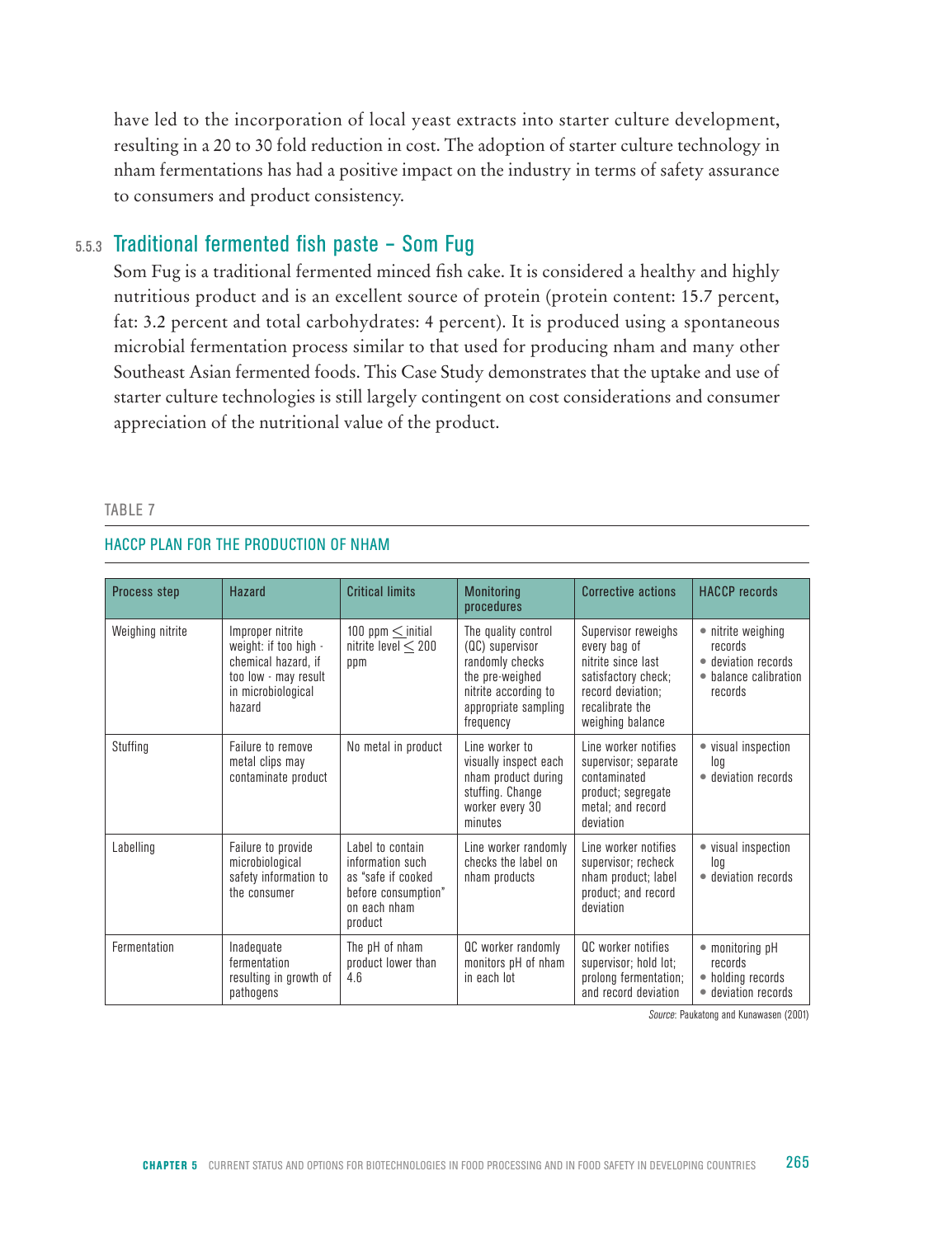have led to the incorporation of local yeast extracts into starter culture development, resulting in a 20 to 30 fold reduction in cost. The adoption of starter culture technology in nham fermentations has had a positive impact on the industry in terms of safety assurance to consumers and product consistency.

### 5.5.3 Traditional fermented fish paste – Som Fug

Som Fug is a traditional fermented minced fish cake. It is considered a healthy and highly nutritious product and is an excellent source of protein (protein content: 15.7 percent, fat: 3.2 percent and total carbohydrates: 4 percent). It is produced using a spontaneous microbial fermentation process similar to that used for producing nham and many other Southeast Asian fermented foods. This Case Study demonstrates that the uptake and use of starter culture technologies is still largely contingent on cost considerations and consumer appreciation of the nutritional value of the product.

TABLE 7

HACCP PLAN FOR THE PRODUCTION OF NHAM

| Process step | Hazard | Critical limits | Monitoring procedures | Corrective actions | HACCP records |
|---|---|---|---|---|---|
| Weighing nitrite | Improper nitrite weight: if too high - chemical hazard, if too low - may result in microbiological hazard | 100 ppm ≤ initial nitrite level ≤ 200 ppm | The quality control (QC) supervisor randomly checks the pre-weighed nitrite according to appropriate sampling frequency | Supervisor reweighs every bag of nitrite since last satisfactory check; record deviation; recalibrate the weighing balance | • nitrite weighing records • deviation records • balance calibration records |
| Stuffing | Failure to remove metal clips may contaminate product | No metal in product | Line worker to visually inspect each nham product during stuffing. Change worker every 30 minutes | Line worker notifies supervisor; separate contaminated product; segregate metal; and record deviation | • visual inspection log • deviation records |
| Labelling | Failure to provide microbiological safety information to the consumer | Label to contain information such as "safe if cooked before consumption" on each nham product | Line worker randomly checks the label on nham products | Line worker notifies supervisor; recheck nham product; label product; and record deviation | • visual inspection log • deviation records |
| Fermentation | Inadequate fermentation resulting in growth of pathogens | The pH of nham product lower than 4.6 | QC worker randomly monitors pH of nham in each lot | QC worker notifies supervisor; hold lot; prolong fermentation; and record deviation | • monitoring pH records • holding records • deviation records |

*Source*: Paukatong and Kunawasen (2001)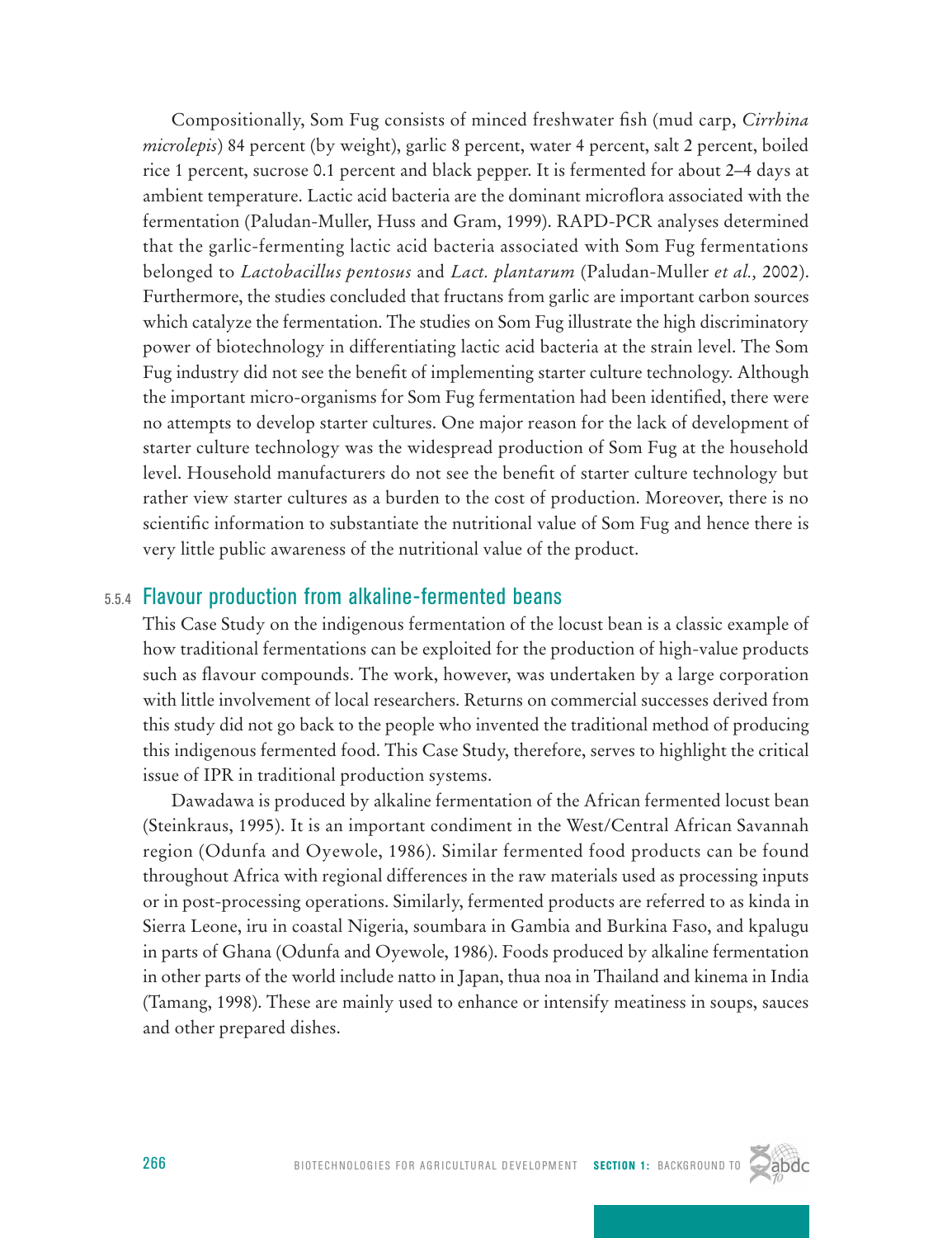Compositionally, Som Fug consists of minced freshwater fish (mud carp, *Cirrhina microlepis*) 84 percent (by weight), garlic 8 percent, water 4 percent, salt 2 percent, boiled rice 1 percent, sucrose 0.1 percent and black pepper. It is fermented for about 2–4 days at ambient temperature. Lactic acid bacteria are the dominant microflora associated with the fermentation (Paludan-Muller, Huss and Gram, 1999). RAPD-PCR analyses determined that the garlic-fermenting lactic acid bacteria associated with Som Fug fermentations belonged to *Lactobacillus pentosus* and *Lact. plantarum* (Paludan-Muller *et al.,* 2002). Furthermore, the studies concluded that fructans from garlic are important carbon sources which catalyze the fermentation. The studies on Som Fug illustrate the high discriminatory power of biotechnology in differentiating lactic acid bacteria at the strain level. The Som Fug industry did not see the benefit of implementing starter culture technology. Although the important micro-organisms for Som Fug fermentation had been identified, there were no attempts to develop starter cultures. One major reason for the lack of development of starter culture technology was the widespread production of Som Fug at the household level. Household manufacturers do not see the benefit of starter culture technology but rather view starter cultures as a burden to the cost of production. Moreover, there is no scientific information to substantiate the nutritional value of Som Fug and hence there is very little public awareness of the nutritional value of the product.

### 5.5.4 Flavour production from alkaline-fermented beans

This Case Study on the indigenous fermentation of the locust bean is a classic example of how traditional fermentations can be exploited for the production of high-value products such as flavour compounds. The work, however, was undertaken by a large corporation with little involvement of local researchers. Returns on commercial successes derived from this study did not go back to the people who invented the traditional method of producing this indigenous fermented food. This Case Study, therefore, serves to highlight the critical issue of IPR in traditional production systems.

Dawadawa is produced by alkaline fermentation of the African fermented locust bean (Steinkraus, 1995). It is an important condiment in the West/Central African Savannah region (Odunfa and Oyewole, 1986). Similar fermented food products can be found throughout Africa with regional differences in the raw materials used as processing inputs or in post-processing operations. Similarly, fermented products are referred to as kinda in Sierra Leone, iru in coastal Nigeria, soumbara in Gambia and Burkina Faso, and kpalugu in parts of Ghana (Odunfa and Oyewole, 1986). Foods produced by alkaline fermentation in other parts of the world include natto in Japan, thua noa in Thailand and kinema in India (Tamang, 1998). These are mainly used to enhance or intensify meatiness in soups, sauces and other prepared dishes.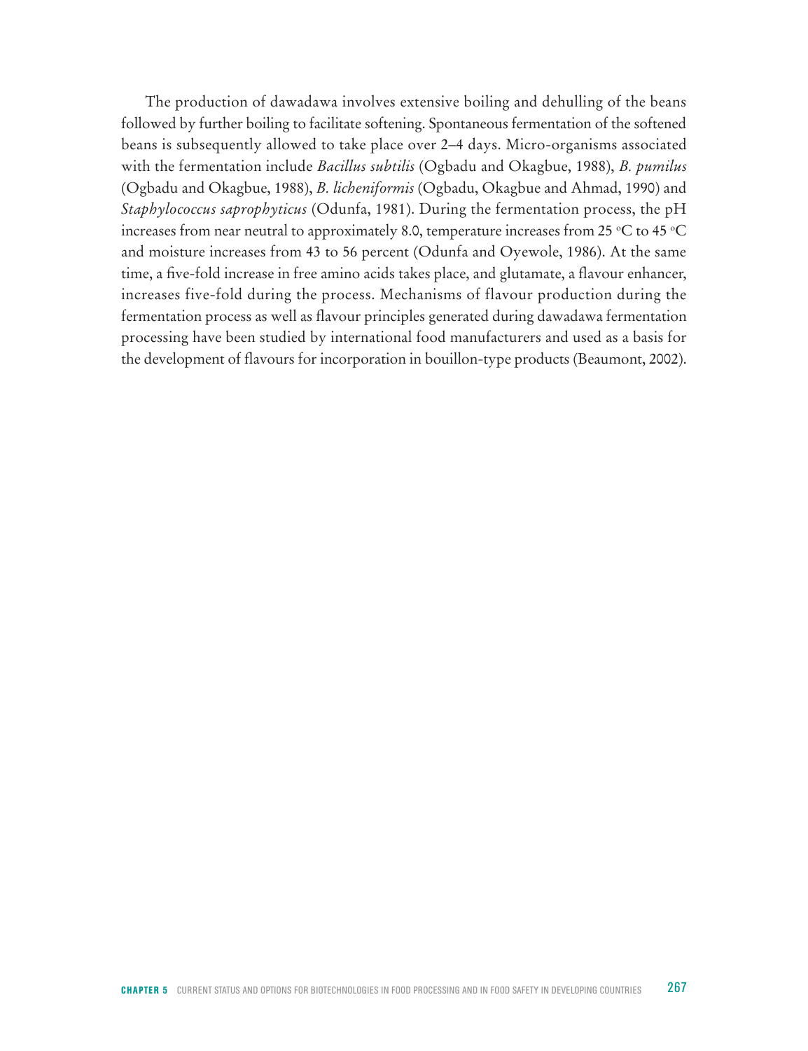The production of dawadawa involves extensive boiling and dehulling of the beans followed by further boiling to facilitate softening. Spontaneous fermentation of the softened beans is subsequently allowed to take place over 2–4 days. Micro-organisms associated with the fermentation include *Bacillus subtilis* (Ogbadu and Okagbue, 1988), *B. pumilus* (Ogbadu and Okagbue, 1988), *B. licheniformis* (Ogbadu, Okagbue and Ahmad, 1990) and *Staphylococcus saprophyticus* (Odunfa, 1981). During the fermentation process, the pH increases from near neutral to approximately 8.0, temperature increases from 25 °C to 45 °C and moisture increases from 43 to 56 percent (Odunfa and Oyewole, 1986). At the same time, a five-fold increase in free amino acids takes place, and glutamate, a flavour enhancer, increases five-fold during the process. Mechanisms of flavour production during the fermentation process as well as flavour principles generated during dawadawa fermentation processing have been studied by international food manufacturers and used as a basis for the development of flavours for incorporation in bouillon-type products (Beaumont, 2002).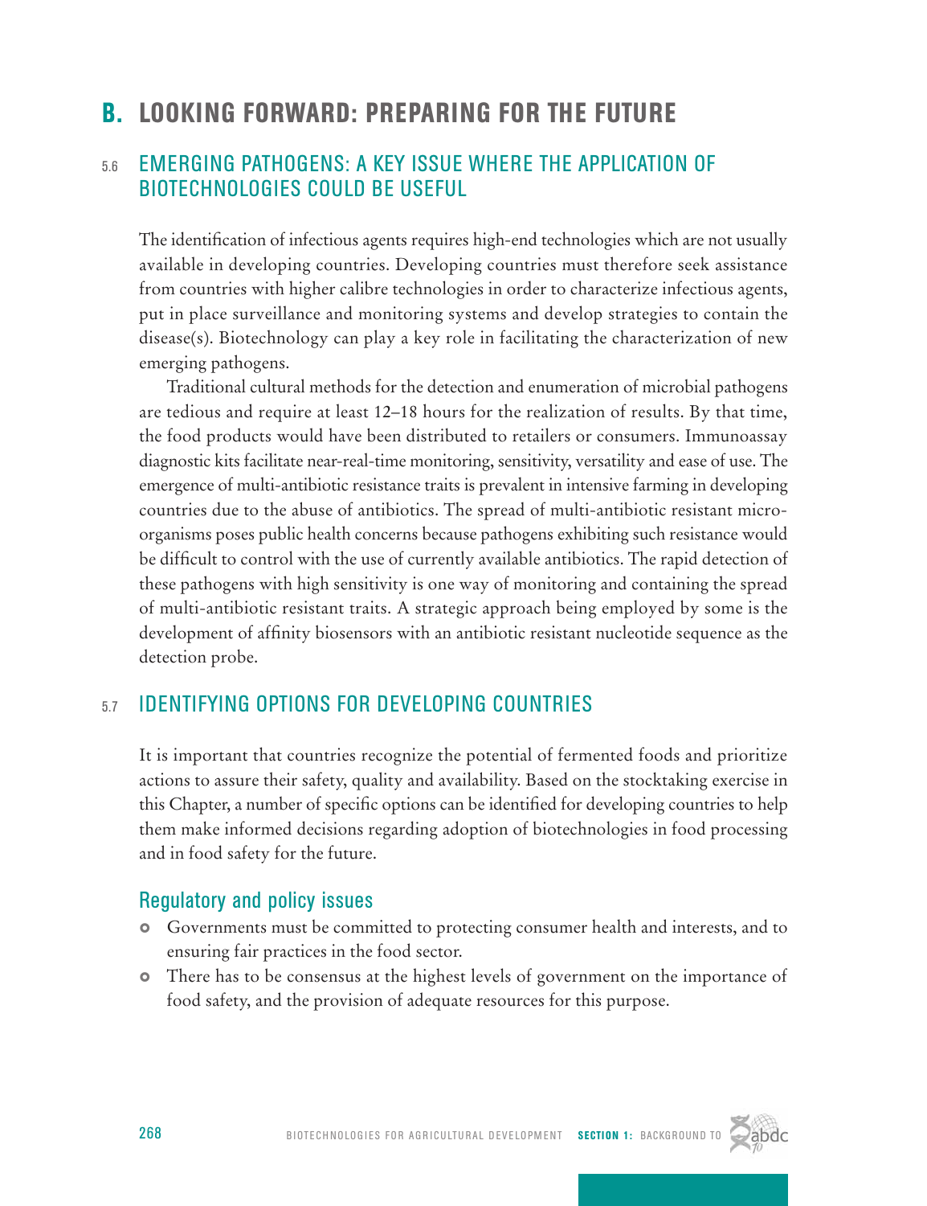# B. LOOKING FORWARD: PREPARING FOR THE FUTURE

## 5.6 EMERGING PATHOGENS: A KEY ISSUE WHERE THE APPLICATION OF BIOTECHNOLOGIES COULD BE USEFUL

The identification of infectious agents requires high-end technologies which are not usually available in developing countries. Developing countries must therefore seek assistance from countries with higher calibre technologies in order to characterize infectious agents, put in place surveillance and monitoring systems and develop strategies to contain the disease(s). Biotechnology can play a key role in facilitating the characterization of new emerging pathogens.

Traditional cultural methods for the detection and enumeration of microbial pathogens are tedious and require at least 12–18 hours for the realization of results. By that time, the food products would have been distributed to retailers or consumers. Immunoassay diagnostic kits facilitate near-real-time monitoring, sensitivity, versatility and ease of use. The emergence of multi-antibiotic resistance traits is prevalent in intensive farming in developing countries due to the abuse of antibiotics. The spread of multi-antibiotic resistant micro-organisms poses public health concerns because pathogens exhibiting such resistance would be difficult to control with the use of currently available antibiotics. The rapid detection of these pathogens with high sensitivity is one way of monitoring and containing the spread of multi-antibiotic resistant traits. A strategic approach being employed by some is the development of affinity biosensors with an antibiotic resistant nucleotide sequence as the detection probe.

## 5.7 IDENTIFYING OPTIONS FOR DEVELOPING COUNTRIES

It is important that countries recognize the potential of fermented foods and prioritize actions to assure their safety, quality and availability. Based on the stocktaking exercise in this Chapter, a number of specific options can be identified for developing countries to help them make informed decisions regarding adoption of biotechnologies in food processing and in food safety for the future.

### Regulatory and policy issues

- Governments must be committed to protecting consumer health and interests, and to ensuring fair practices in the food sector.
- There has to be consensus at the highest levels of government on the importance of food safety, and the provision of adequate resources for this purpose.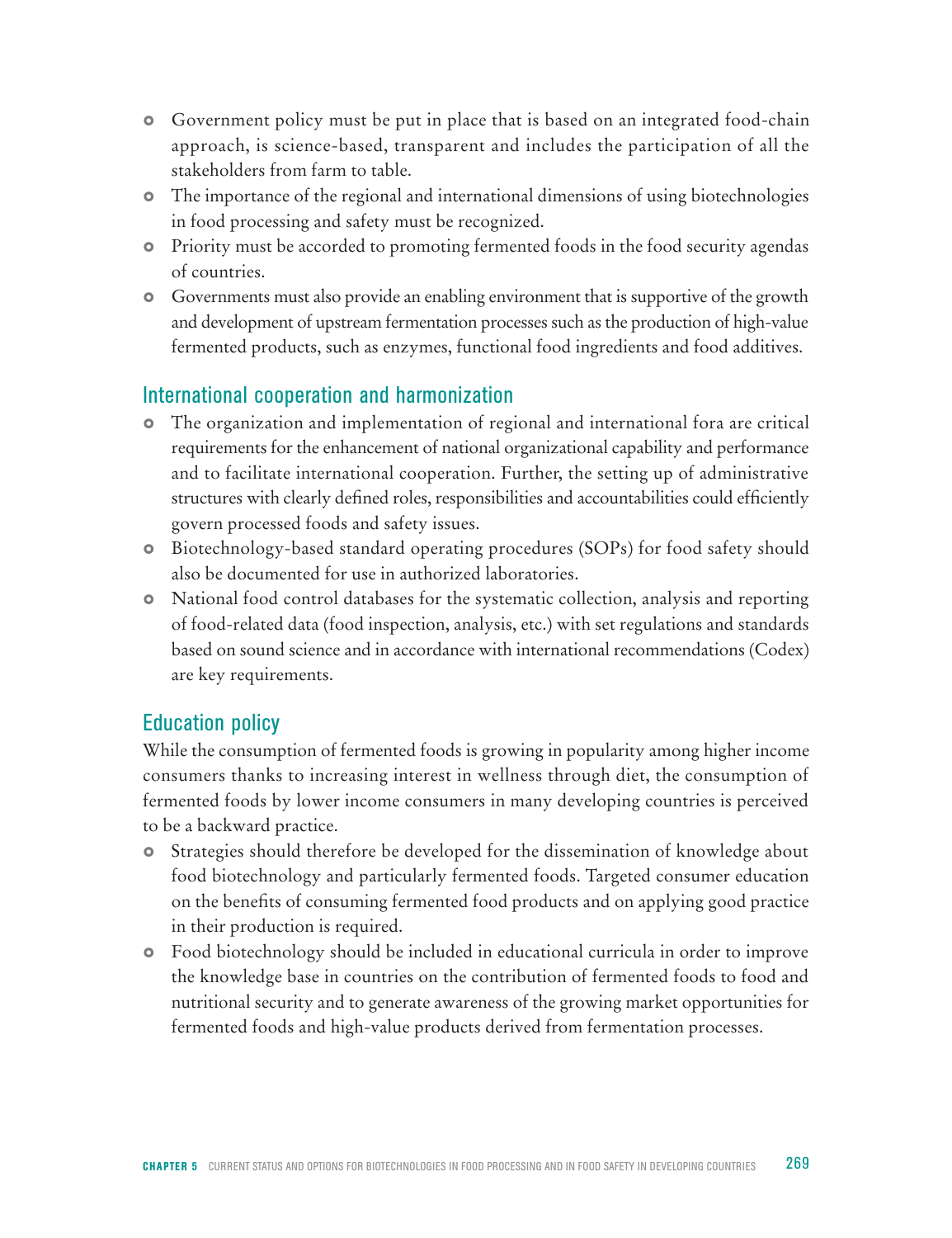- Government policy must be put in place that is based on an integrated food-chain approach, is science-based, transparent and includes the participation of all the stakeholders from farm to table.
- The importance of the regional and international dimensions of using biotechnologies in food processing and safety must be recognized.
- Priority must be accorded to promoting fermented foods in the food security agendas of countries.
- Governments must also provide an enabling environment that is supportive of the growth and development of upstream fermentation processes such as the production of high-value fermented products, such as enzymes, functional food ingredients and food additives.

## International cooperation and harmonization

- The organization and implementation of regional and international fora are critical requirements for the enhancement of national organizational capability and performance and to facilitate international cooperation. Further, the setting up of administrative structures with clearly defined roles, responsibilities and accountabilities could efficiently govern processed foods and safety issues.
- Biotechnology-based standard operating procedures (SOPs) for food safety should also be documented for use in authorized laboratories.
- National food control databases for the systematic collection, analysis and reporting of food-related data (food inspection, analysis, etc.) with set regulations and standards based on sound science and in accordance with international recommendations (Codex) are key requirements.

## Education policy

While the consumption of fermented foods is growing in popularity among higher income consumers thanks to increasing interest in wellness through diet, the consumption of fermented foods by lower income consumers in many developing countries is perceived to be a backward practice.

- Strategies should therefore be developed for the dissemination of knowledge about food biotechnology and particularly fermented foods. Targeted consumer education on the benefits of consuming fermented food products and on applying good practice in their production is required.
- Food biotechnology should be included in educational curricula in order to improve the knowledge base in countries on the contribution of fermented foods to food and nutritional security and to generate awareness of the growing market opportunities for fermented foods and high-value products derived from fermentation processes.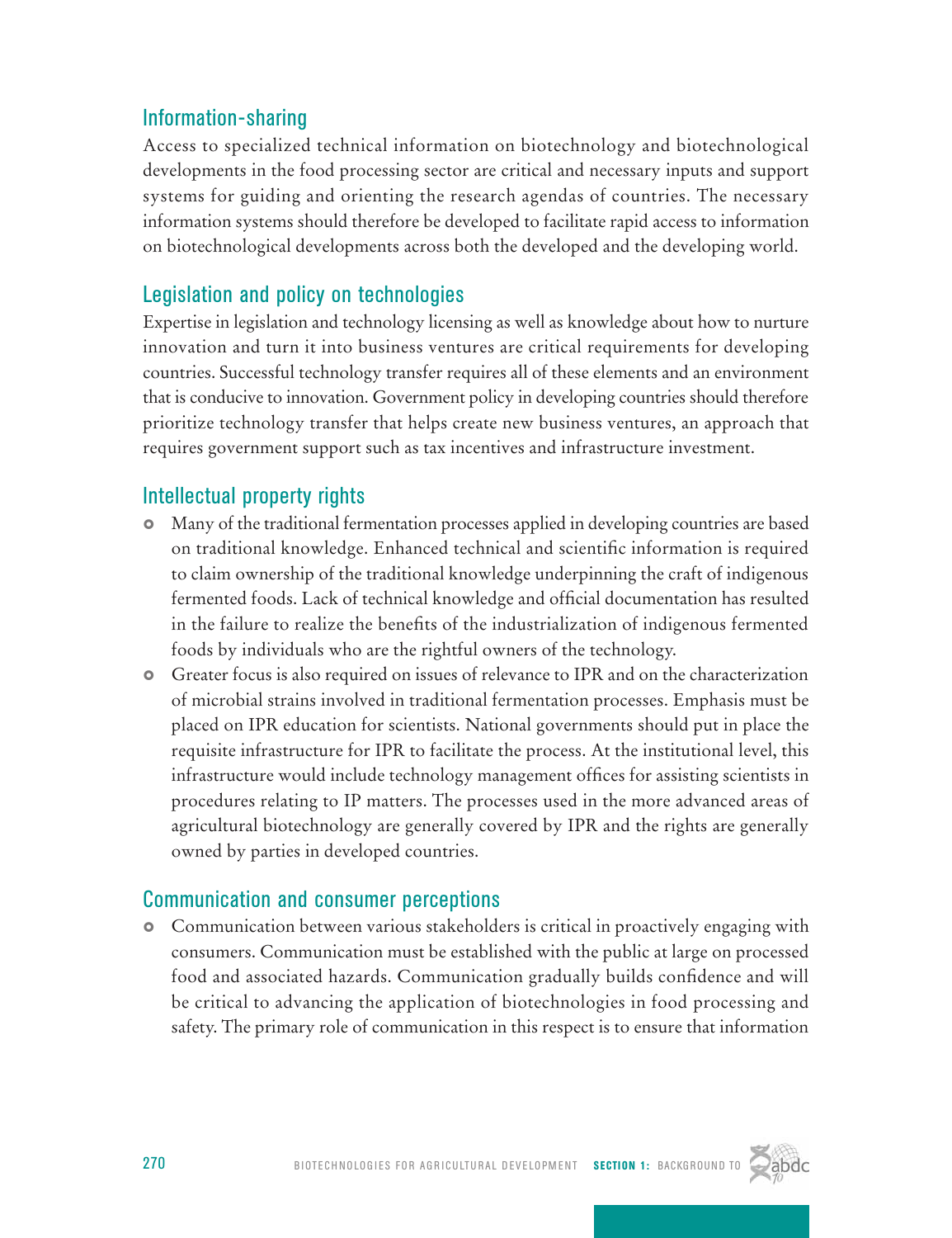## Information-sharing

Access to specialized technical information on biotechnology and biotechnological developments in the food processing sector are critical and necessary inputs and support systems for guiding and orienting the research agendas of countries. The necessary information systems should therefore be developed to facilitate rapid access to information on biotechnological developments across both the developed and the developing world.

## Legislation and policy on technologies

Expertise in legislation and technology licensing as well as knowledge about how to nurture innovation and turn it into business ventures are critical requirements for developing countries. Successful technology transfer requires all of these elements and an environment that is conducive to innovation. Government policy in developing countries should therefore prioritize technology transfer that helps create new business ventures, an approach that requires government support such as tax incentives and infrastructure investment.

## Intellectual property rights

- Many of the traditional fermentation processes applied in developing countries are based on traditional knowledge. Enhanced technical and scientific information is required to claim ownership of the traditional knowledge underpinning the craft of indigenous fermented foods. Lack of technical knowledge and official documentation has resulted in the failure to realize the benefits of the industrialization of indigenous fermented foods by individuals who are the rightful owners of the technology.
- Greater focus is also required on issues of relevance to IPR and on the characterization of microbial strains involved in traditional fermentation processes. Emphasis must be placed on IPR education for scientists. National governments should put in place the requisite infrastructure for IPR to facilitate the process. At the institutional level, this infrastructure would include technology management offices for assisting scientists in procedures relating to IP matters. The processes used in the more advanced areas of agricultural biotechnology are generally covered by IPR and the rights are generally owned by parties in developed countries.

## Communication and consumer perceptions

- Communication between various stakeholders is critical in proactively engaging with consumers. Communication must be established with the public at large on processed food and associated hazards. Communication gradually builds confidence and will be critical to advancing the application of biotechnologies in food processing and safety. The primary role of communication in this respect is to ensure that information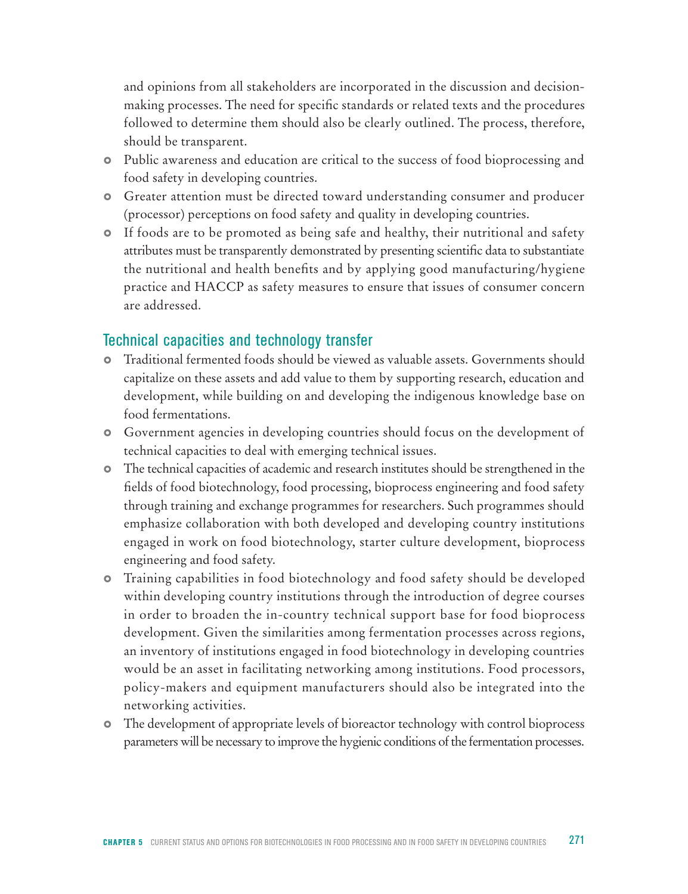and opinions from all stakeholders are incorporated in the discussion and decision-making processes. The need for specific standards or related texts and the procedures followed to determine them should also be clearly outlined. The process, therefore, should be transparent.

- Public awareness and education are critical to the success of food bioprocessing and food safety in developing countries.
- Greater attention must be directed toward understanding consumer and producer (processor) perceptions on food safety and quality in developing countries.
- If foods are to be promoted as being safe and healthy, their nutritional and safety attributes must be transparently demonstrated by presenting scientific data to substantiate the nutritional and health benefits and by applying good manufacturing/hygiene practice and HACCP as safety measures to ensure that issues of consumer concern are addressed.

## Technical capacities and technology transfer

- Traditional fermented foods should be viewed as valuable assets. Governments should capitalize on these assets and add value to them by supporting research, education and development, while building on and developing the indigenous knowledge base on food fermentations.
- Government agencies in developing countries should focus on the development of technical capacities to deal with emerging technical issues.
- The technical capacities of academic and research institutes should be strengthened in the fields of food biotechnology, food processing, bioprocess engineering and food safety through training and exchange programmes for researchers. Such programmes should emphasize collaboration with both developed and developing country institutions engaged in work on food biotechnology, starter culture development, bioprocess engineering and food safety.
- Training capabilities in food biotechnology and food safety should be developed within developing country institutions through the introduction of degree courses in order to broaden the in-country technical support base for food bioprocess development. Given the similarities among fermentation processes across regions, an inventory of institutions engaged in food biotechnology in developing countries would be an asset in facilitating networking among institutions. Food processors, policy-makers and equipment manufacturers should also be integrated into the networking activities.
- The development of appropriate levels of bioreactor technology with control bioprocess parameters will be necessary to improve the hygienic conditions of the fermentation processes.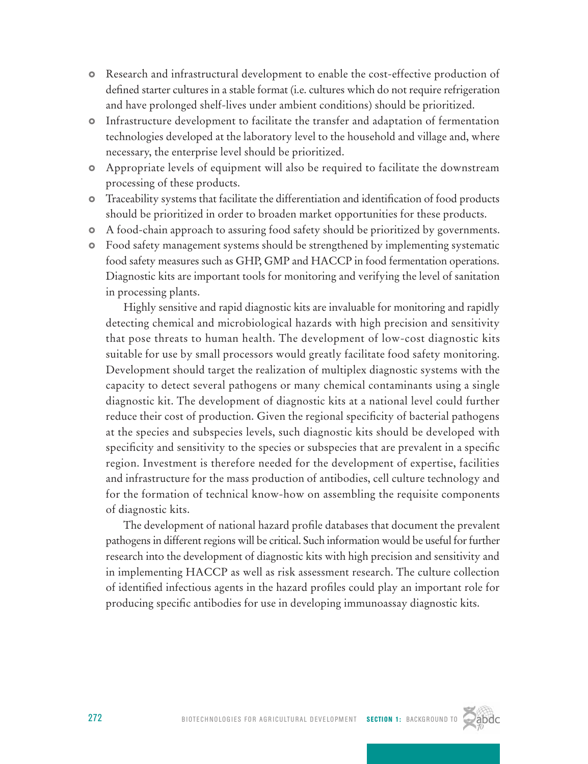- Research and infrastructural development to enable the cost-effective production of defined starter cultures in a stable format (i.e. cultures which do not require refrigeration and have prolonged shelf-lives under ambient conditions) should be prioritized.
- Infrastructure development to facilitate the transfer and adaptation of fermentation technologies developed at the laboratory level to the household and village and, where necessary, the enterprise level should be prioritized.
- Appropriate levels of equipment will also be required to facilitate the downstream processing of these products.
- Traceability systems that facilitate the differentiation and identification of food products should be prioritized in order to broaden market opportunities for these products.
- A food-chain approach to assuring food safety should be prioritized by governments.
- Food safety management systems should be strengthened by implementing systematic food safety measures such as GHP, GMP and HACCP in food fermentation operations. Diagnostic kits are important tools for monitoring and verifying the level of sanitation in processing plants.

  Highly sensitive and rapid diagnostic kits are invaluable for monitoring and rapidly detecting chemical and microbiological hazards with high precision and sensitivity that pose threats to human health. The development of low-cost diagnostic kits suitable for use by small processors would greatly facilitate food safety monitoring. Development should target the realization of multiplex diagnostic systems with the capacity to detect several pathogens or many chemical contaminants using a single diagnostic kit. The development of diagnostic kits at a national level could further reduce their cost of production. Given the regional specificity of bacterial pathogens at the species and subspecies levels, such diagnostic kits should be developed with specificity and sensitivity to the species or subspecies that are prevalent in a specific region. Investment is therefore needed for the development of expertise, facilities and infrastructure for the mass production of antibodies, cell culture technology and for the formation of technical know-how on assembling the requisite components of diagnostic kits.

  The development of national hazard profile databases that document the prevalent pathogens in different regions will be critical. Such information would be useful for further research into the development of diagnostic kits with high precision and sensitivity and in implementing HACCP as well as risk assessment research. The culture collection of identified infectious agents in the hazard profiles could play an important role for producing specific antibodies for use in developing immunoassay diagnostic kits.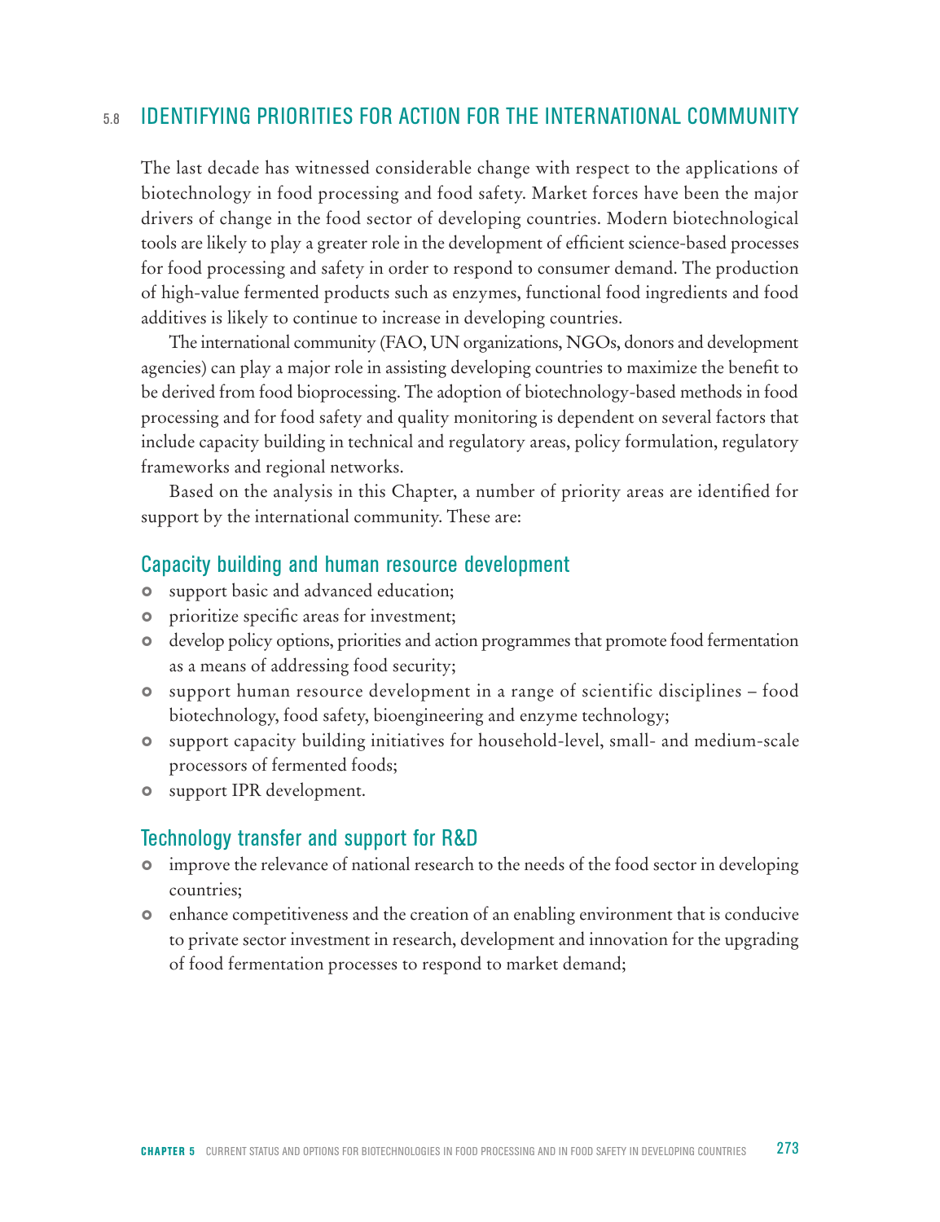## 5.8 IDENTIFYING PRIORITIES FOR ACTION FOR THE INTERNATIONAL COMMUNITY

The last decade has witnessed considerable change with respect to the applications of biotechnology in food processing and food safety. Market forces have been the major drivers of change in the food sector of developing countries. Modern biotechnological tools are likely to play a greater role in the development of efficient science-based processes for food processing and safety in order to respond to consumer demand. The production of high-value fermented products such as enzymes, functional food ingredients and food additives is likely to continue to increase in developing countries.

The international community (FAO, UN organizations, NGOs, donors and development agencies) can play a major role in assisting developing countries to maximize the benefit to be derived from food bioprocessing. The adoption of biotechnology-based methods in food processing and for food safety and quality monitoring is dependent on several factors that include capacity building in technical and regulatory areas, policy formulation, regulatory frameworks and regional networks.

Based on the analysis in this Chapter, a number of priority areas are identified for support by the international community. These are:

### Capacity building and human resource development

- support basic and advanced education;
- prioritize specific areas for investment;
- develop policy options, priorities and action programmes that promote food fermentation as a means of addressing food security;
- support human resource development in a range of scientific disciplines – food biotechnology, food safety, bioengineering and enzyme technology;
- support capacity building initiatives for household-level, small- and medium-scale processors of fermented foods;
- support IPR development.

### Technology transfer and support for R&D

- improve the relevance of national research to the needs of the food sector in developing countries;
- enhance competitiveness and the creation of an enabling environment that is conducive to private sector investment in research, development and innovation for the upgrading of food fermentation processes to respond to market demand;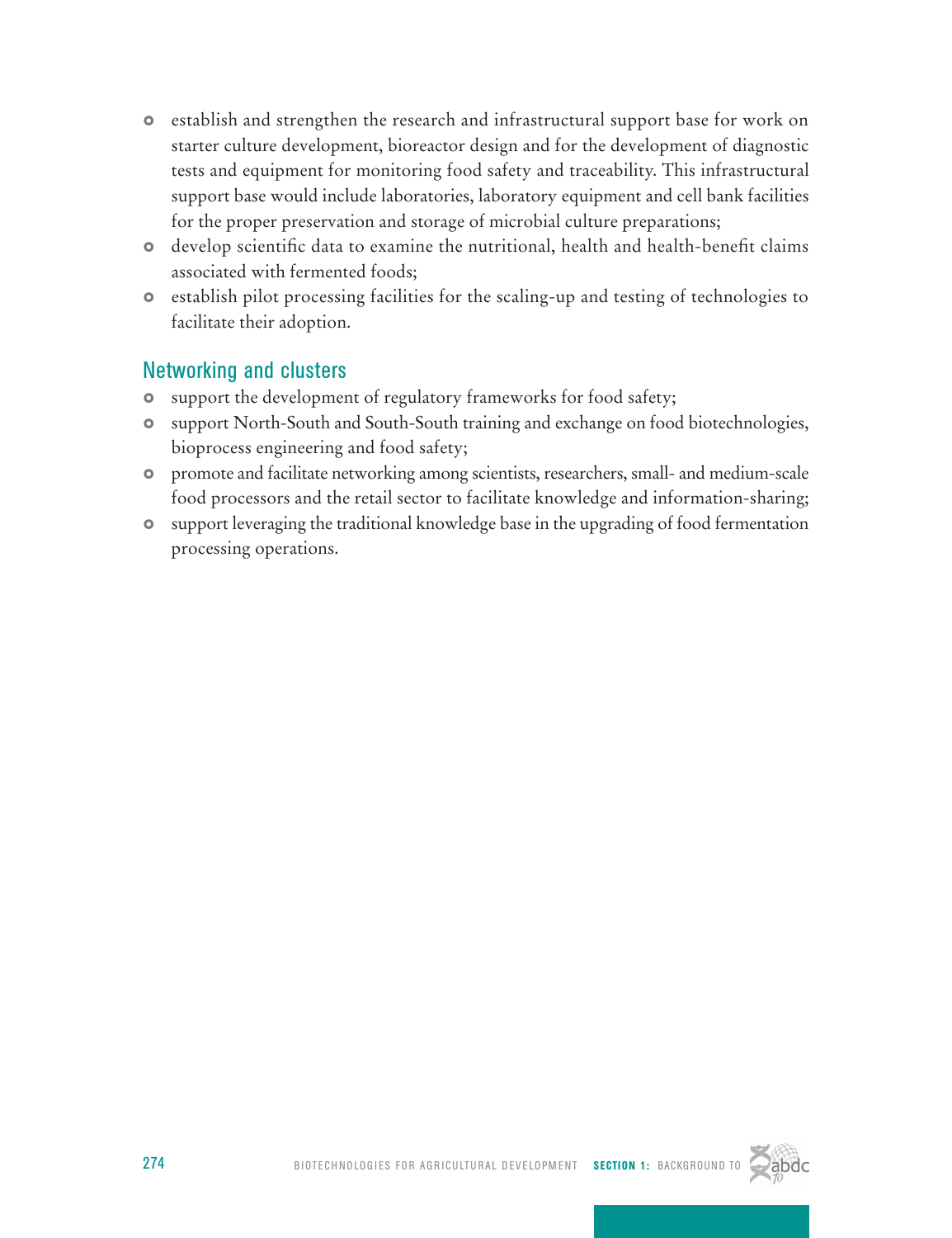- establish and strengthen the research and infrastructural support base for work on starter culture development, bioreactor design and for the development of diagnostic tests and equipment for monitoring food safety and traceability. This infrastructural support base would include laboratories, laboratory equipment and cell bank facilities for the proper preservation and storage of microbial culture preparations;
- develop scientific data to examine the nutritional, health and health-benefit claims associated with fermented foods;
- establish pilot processing facilities for the scaling-up and testing of technologies to facilitate their adoption.

## Networking and clusters

- support the development of regulatory frameworks for food safety;
- support North-South and South-South training and exchange on food biotechnologies, bioprocess engineering and food safety;
- promote and facilitate networking among scientists, researchers, small- and medium-scale food processors and the retail sector to facilitate knowledge and information-sharing;
- support leveraging the traditional knowledge base in the upgrading of food fermentation processing operations.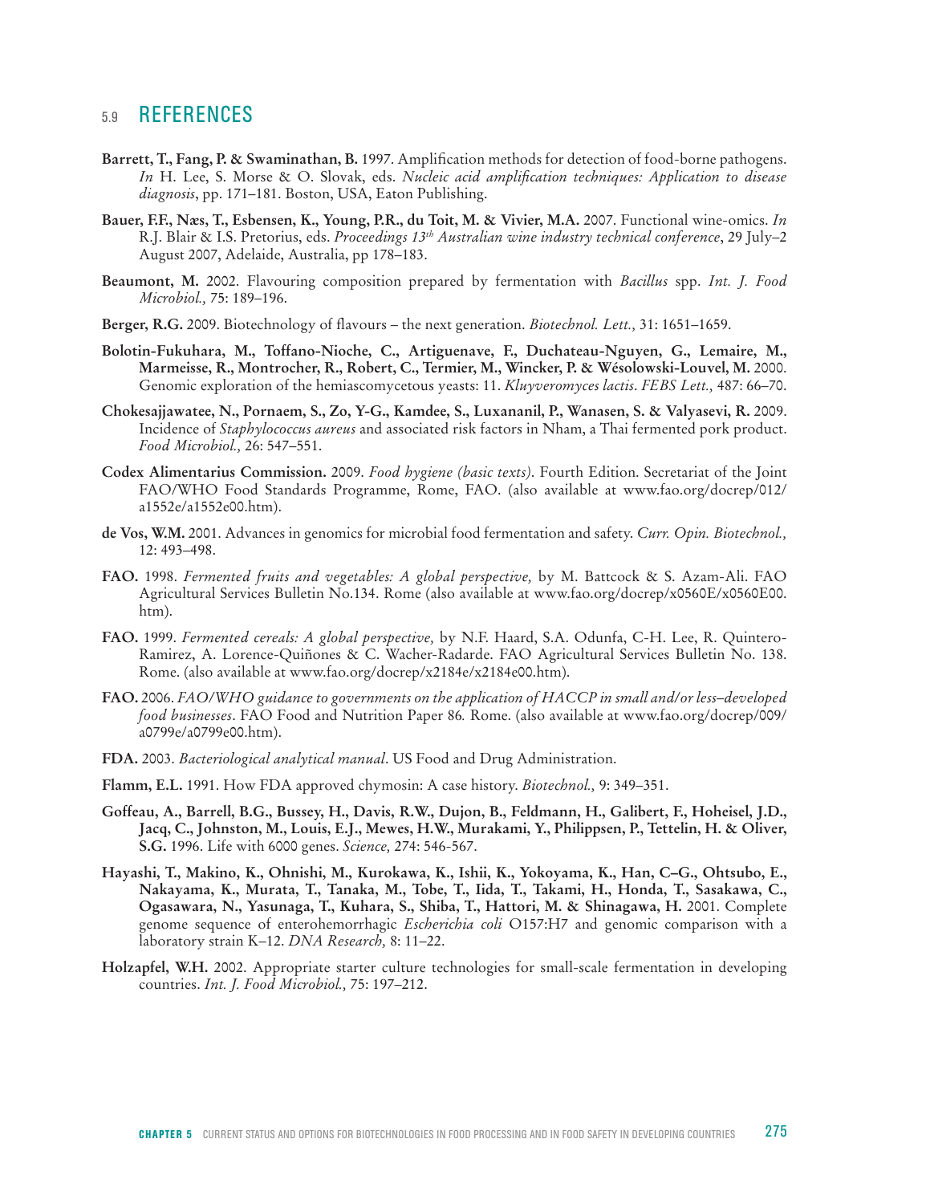## 5.9 REFERENCES

**Barrett, T., Fang, P. & Swaminathan, B.** 1997. Amplification methods for detection of food-borne pathogens. *In* H. Lee, S. Morse & O. Slovak, eds. *Nucleic acid amplification techniques: Application to disease diagnosis*, pp. 171–181. Boston, USA, Eaton Publishing.

**Bauer, F.F., Næs, T., Esbensen, K., Young, P.R., du Toit, M. & Vivier, M.A.** 2007. Functional wine-omics. *In* R.J. Blair & I.S. Pretorius, eds. *Proceedings 13th Australian wine industry technical conference*, 29 July–2 August 2007, Adelaide, Australia, pp 178–183.

**Beaumont, M.** 2002. Flavouring composition prepared by fermentation with *Bacillus* spp. *Int. J. Food Microbiol.,* 75: 189–196.

**Berger, R.G.** 2009. Biotechnology of flavours – the next generation. *Biotechnol. Lett.,* 31: 1651–1659.

**Bolotin-Fukuhara, M., Toffano-Nioche, C., Artiguenave, F., Duchateau-Nguyen, G., Lemaire, M., Marmeisse, R., Montrocher, R., Robert, C., Termier, M., Wincker, P. & Wésolowski-Louvel, M.** 2000. Genomic exploration of the hemiascomycetous yeasts: 11. *Kluyveromyces lactis*. *FEBS Lett.,* 487: 66–70.

**Chokesajjawatee, N., Pornaem, S., Zo, Y-G., Kamdee, S., Luxananil, P., Wanasen, S. & Valyasevi, R.** 2009. Incidence of *Staphylococcus aureus* and associated risk factors in Nham, a Thai fermented pork product. *Food Microbiol.,* 26: 547–551.

**Codex Alimentarius Commission.** 2009. *Food hygiene (basic texts)*. Fourth Edition. Secretariat of the Joint FAO/WHO Food Standards Programme, Rome, FAO. (also available at www.fao.org/docrep/012/a1552e/a1552e00.htm).

**de Vos, W.M.** 2001. Advances in genomics for microbial food fermentation and safety. *Curr. Opin. Biotechnol.,* 12: 493–498.

**FAO.** 1998. *Fermented fruits and vegetables: A global perspective,* by M. Battcock & S. Azam-Ali. FAO Agricultural Services Bulletin No.134. Rome (also available at www.fao.org/docrep/x0560E/x0560E00.htm).

**FAO.** 1999. *Fermented cereals: A global perspective,* by N.F. Haard, S.A. Odunfa, C-H. Lee, R. Quintero-Ramirez, A. Lorence-Quiñones & C. Wacher-Radarde. FAO Agricultural Services Bulletin No. 138. Rome. (also available at www.fao.org/docrep/x2184e/x2184e00.htm).

**FAO.** 2006. *FAO/WHO guidance to governments on the application of HACCP in small and/or less–developed food businesses*. FAO Food and Nutrition Paper 86*.* Rome. (also available at www.fao.org/docrep/009/a0799e/a0799e00.htm).

**FDA.** 2003. *Bacteriological analytical manual*. US Food and Drug Administration.

**Flamm, E.L.** 1991. How FDA approved chymosin: A case history. *Biotechnol.,* 9: 349–351.

**Goffeau, A., Barrell, B.G., Bussey, H., Davis, R.W., Dujon, B., Feldmann, H., Galibert, F., Hoheisel, J.D., Jacq, C., Johnston, M., Louis, E.J., Mewes, H.W., Murakami, Y., Philippsen, P., Tettelin, H. & Oliver, S.G.** 1996. Life with 6000 genes. *Science,* 274: 546-567.

**Hayashi, T., Makino, K., Ohnishi, M., Kurokawa, K., Ishii, K., Yokoyama, K., Han, C–G., Ohtsubo, E., Nakayama, K., Murata, T., Tanaka, M., Tobe, T., Iida, T., Takami, H., Honda, T., Sasakawa, C., Ogasawara, N., Yasunaga, T., Kuhara, S., Shiba, T., Hattori, M. & Shinagawa, H.** 2001. Complete genome sequence of enterohemorrhagic *Escherichia coli* O157:H7 and genomic comparison with a laboratory strain K–12. *DNA Research,* 8: 11–22.

**Holzapfel, W.H.** 2002. Appropriate starter culture technologies for small-scale fermentation in developing countries. *Int. J. Food Microbiol.,* 75: 197–212.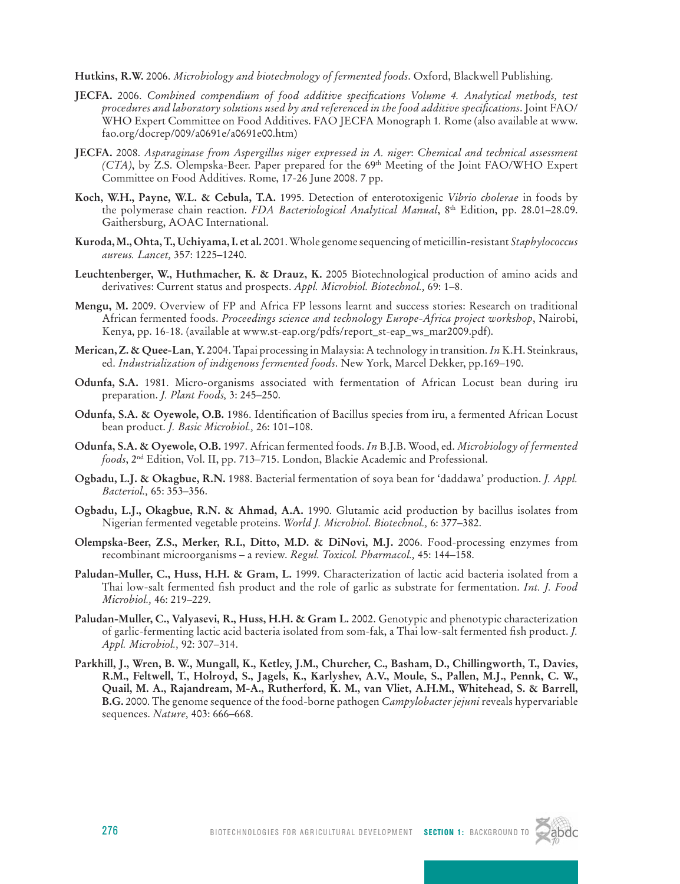**Hutkins, R.W.** 2006. *Microbiology and biotechnology of fermented foods*. Oxford, Blackwell Publishing.

**JECFA.** 2006. *Combined compendium of food additive specifications Volume 4. Analytical methods, test procedures and laboratory solutions used by and referenced in the food additive specifications*. Joint FAO/WHO Expert Committee on Food Additives. FAO JECFA Monograph 1. Rome (also available at www.fao.org/docrep/009/a0691e/a0691e00.htm)

**JECFA.** 2008. *Asparaginase from Aspergillus niger expressed in A. niger: Chemical and technical assessment (CTA)*, by Z.S. Olempska-Beer. Paper prepared for the 69th Meeting of the Joint FAO/WHO Expert Committee on Food Additives. Rome, 17-26 June 2008. 7 pp.

**Koch, W.H., Payne, W.L. & Cebula, T.A.** 1995. Detection of enterotoxigenic *Vibrio cholerae* in foods by the polymerase chain reaction. *FDA Bacteriological Analytical Manual*, 8th Edition, pp. 28.01–28.09. Gaithersburg, AOAC International.

**Kuroda, M., Ohta, T., Uchiyama, I. et al.** 2001. Whole genome sequencing of meticillin-resistant *Staphylococcus aureus. Lancet,* 357: 1225–1240.

**Leuchtenberger, W., Huthmacher, K. & Drauz, K.** 2005 Biotechnological production of amino acids and derivatives: Current status and prospects. *Appl. Microbiol. Biotechnol.,* 69: 1–8.

**Mengu, M.** 2009. Overview of FP and Africa FP lessons learnt and success stories: Research on traditional African fermented foods. *Proceedings science and technology Europe-Africa project workshop*, Nairobi, Kenya, pp. 16-18. (available at www.st-eap.org/pdfs/report_st-eap_ws_mar2009.pdf).

**Merican, Z. & Quee-Lan, Y.** 2004. Tapai processing in Malaysia: A technology in transition. *In* K.H. Steinkraus, ed. *Industrialization of indigenous fermented foods*. New York, Marcel Dekker, pp.169–190.

**Odunfa, S.A.** 1981. Micro-organisms associated with fermentation of African Locust bean during iru preparation. *J. Plant Foods,* 3: 245–250.

**Odunfa, S.A. & Oyewole, O.B.** 1986. Identification of Bacillus species from iru, a fermented African Locust bean product. *J. Basic Microbiol.,* 26: 101–108.

**Odunfa, S.A. & Oyewole, O.B.** 1997. African fermented foods. *In* B.J.B. Wood, ed. *Microbiology of fermented foods*, 2nd Edition, Vol. II, pp. 713–715. London, Blackie Academic and Professional.

**Ogbadu, L.J. & Okagbue, R.N.** 1988. Bacterial fermentation of soya bean for 'daddawa' production. *J. Appl. Bacteriol.,* 65: 353–356.

**Ogbadu, L.J., Okagbue, R.N. & Ahmad, A.A.** 1990. Glutamic acid production by bacillus isolates from Nigerian fermented vegetable proteins. *World J. Microbiol. Biotechnol.,* 6: 377–382.

**Olempska-Beer, Z.S., Merker, R.I., Ditto, M.D. & DiNovi, M.J.** 2006. Food-processing enzymes from recombinant microorganisms – a review. *Regul. Toxicol. Pharmacol.,* 45: 144–158.

**Paludan-Muller, C., Huss, H.H. & Gram, L.** 1999. Characterization of lactic acid bacteria isolated from a Thai low-salt fermented fish product and the role of garlic as substrate for fermentation. *Int. J. Food Microbiol.,* 46: 219–229.

**Paludan-Muller, C., Valyasevi, R., Huss, H.H. & Gram L.** 2002. Genotypic and phenotypic characterization of garlic-fermenting lactic acid bacteria isolated from som-fak, a Thai low-salt fermented fish product. *J. Appl. Microbiol.,* 92: 307–314.

**Parkhill, J., Wren, B. W., Mungall, K., Ketley, J.M., Churcher, C., Basham, D., Chillingworth, T., Davies, R.M., Feltwell, T., Holroyd, S., Jagels, K., Karlyshev, A.V., Moule, S., Pallen, M.J., Pennk, C. W., Quail, M. A., Rajandream, M-A., Rutherford, K. M., van Vliet, A.H.M., Whitehead, S. & Barrell, B.G.** 2000. The genome sequence of the food-borne pathogen *Campylobacter jejuni* reveals hypervariable sequences. *Nature,* 403: 666–668.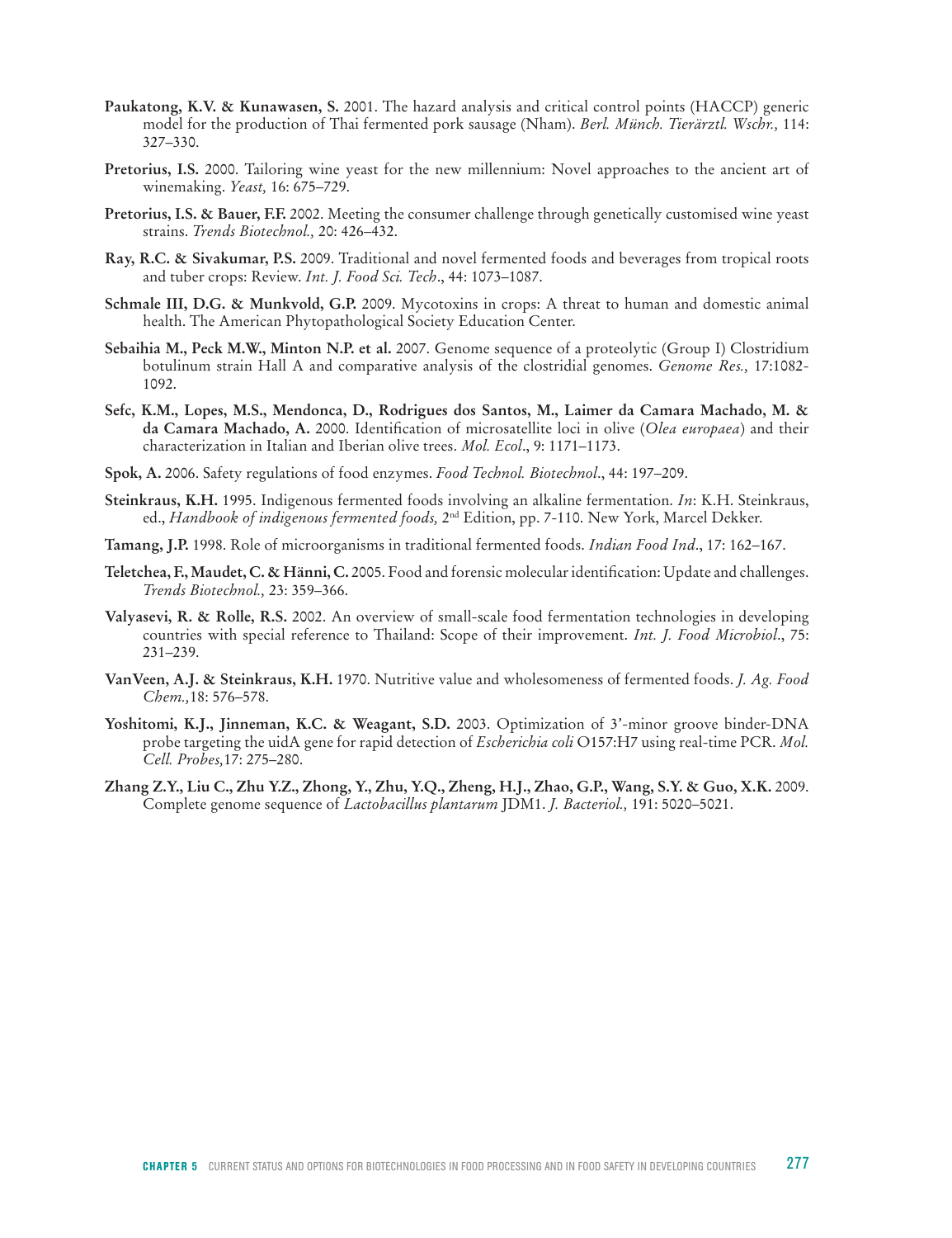**Paukatong, K.V. & Kunawasen, S.** 2001. The hazard analysis and critical control points (HACCP) generic model for the production of Thai fermented pork sausage (Nham). *Berl. Münch. Tierärztl. Wschr.,* 114: 327–330.

**Pretorius, I.S.** 2000. Tailoring wine yeast for the new millennium: Novel approaches to the ancient art of winemaking. *Yeast,* 16: 675–729.

**Pretorius, I.S. & Bauer, F.F.** 2002. Meeting the consumer challenge through genetically customised wine yeast strains. *Trends Biotechnol.,* 20: 426–432.

**Ray, R.C. & Sivakumar, P.S.** 2009. Traditional and novel fermented foods and beverages from tropical roots and tuber crops: Review. *Int. J. Food Sci. Tech*., 44: 1073–1087.

**Schmale III, D.G. & Munkvold, G.P.** 2009. Mycotoxins in crops: A threat to human and domestic animal health. The American Phytopathological Society Education Center.

**Sebaihia M., Peck M.W., Minton N.P. et al.** 2007. Genome sequence of a proteolytic (Group I) Clostridium botulinum strain Hall A and comparative analysis of the clostridial genomes. *Genome Res.,* 17:1082-1092.

**Sefc, K.M., Lopes, M.S., Mendonca, D., Rodrigues dos Santos, M., Laimer da Camara Machado, M. & da Camara Machado, A.** 2000. Identification of microsatellite loci in olive (*Olea europaea*) and their characterization in Italian and Iberian olive trees. *Mol. Ecol*., 9: 1171–1173.

**Spok, A.** 2006. Safety regulations of food enzymes. *Food Technol. Biotechnol*., 44: 197–209.

**Steinkraus, K.H.** 1995. Indigenous fermented foods involving an alkaline fermentation. *In*: K.H. Steinkraus, ed., *Handbook of indigenous fermented foods,* 2nd Edition, pp. 7-110. New York, Marcel Dekker.

**Tamang, J.P.** 1998. Role of microorganisms in traditional fermented foods. *Indian Food Ind*., 17: 162–167.

**Teletchea, F., Maudet, C. & Hänni, C.** 2005. Food and forensic molecular identification: Update and challenges. *Trends Biotechnol.,* 23: 359–366.

**Valyasevi, R. & Rolle, R.S.** 2002. An overview of small-scale food fermentation technologies in developing countries with special reference to Thailand: Scope of their improvement. *Int. J. Food Microbiol*., 75: 231–239.

**VanVeen, A.J. & Steinkraus, K.H.** 1970. Nutritive value and wholesomeness of fermented foods. *J. Ag. Food Chem.,*18: 576–578.

**Yoshitomi, K.J., Jinneman, K.C. & Weagant, S.D.** 2003. Optimization of 3'-minor groove binder-DNA probe targeting the uidA gene for rapid detection of *Escherichia coli* O157:H7 using real-time PCR. *Mol. Cell. Probes,*17: 275–280.

**Zhang Z.Y., Liu C., Zhu Y.Z., Zhong, Y., Zhu, Y.Q., Zheng, H.J., Zhao, G.P., Wang, S.Y. & Guo, X.K.** 2009. Complete genome sequence of *Lactobacillus plantarum* JDM1. *J. Bacteriol.,* 191: 5020–5021.